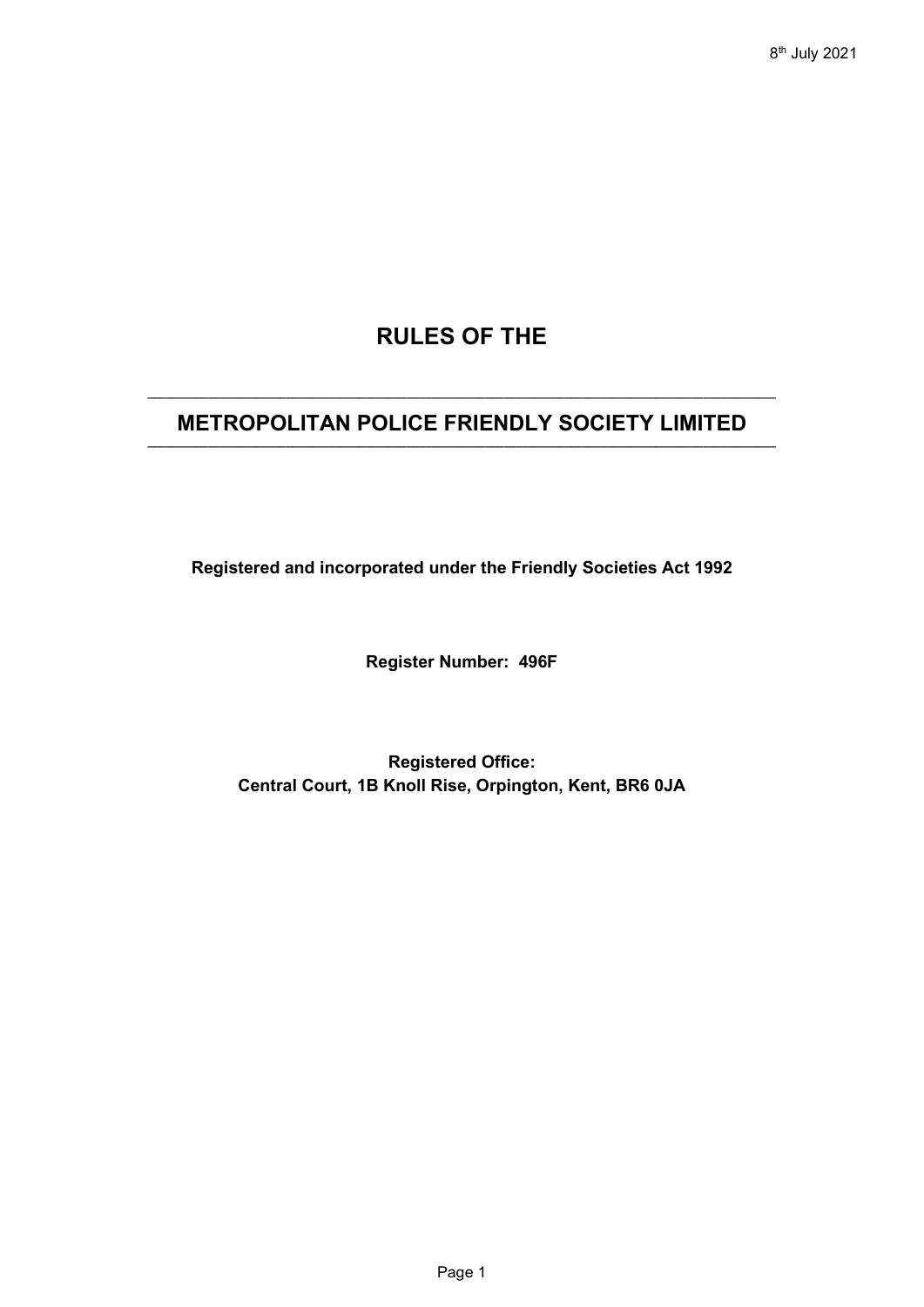8th July 2021

# RULES OF THE

---

# METROPOLITAN POLICE FRIENDLY SOCIETY LIMITED

---

**Registered and incorporated under the Friendly Societies Act 1992**

**Register Number: 496F**

**Registered Office:**
**Central Court, 1B Knoll Rise, Orpington, Kent, BR6 0JA**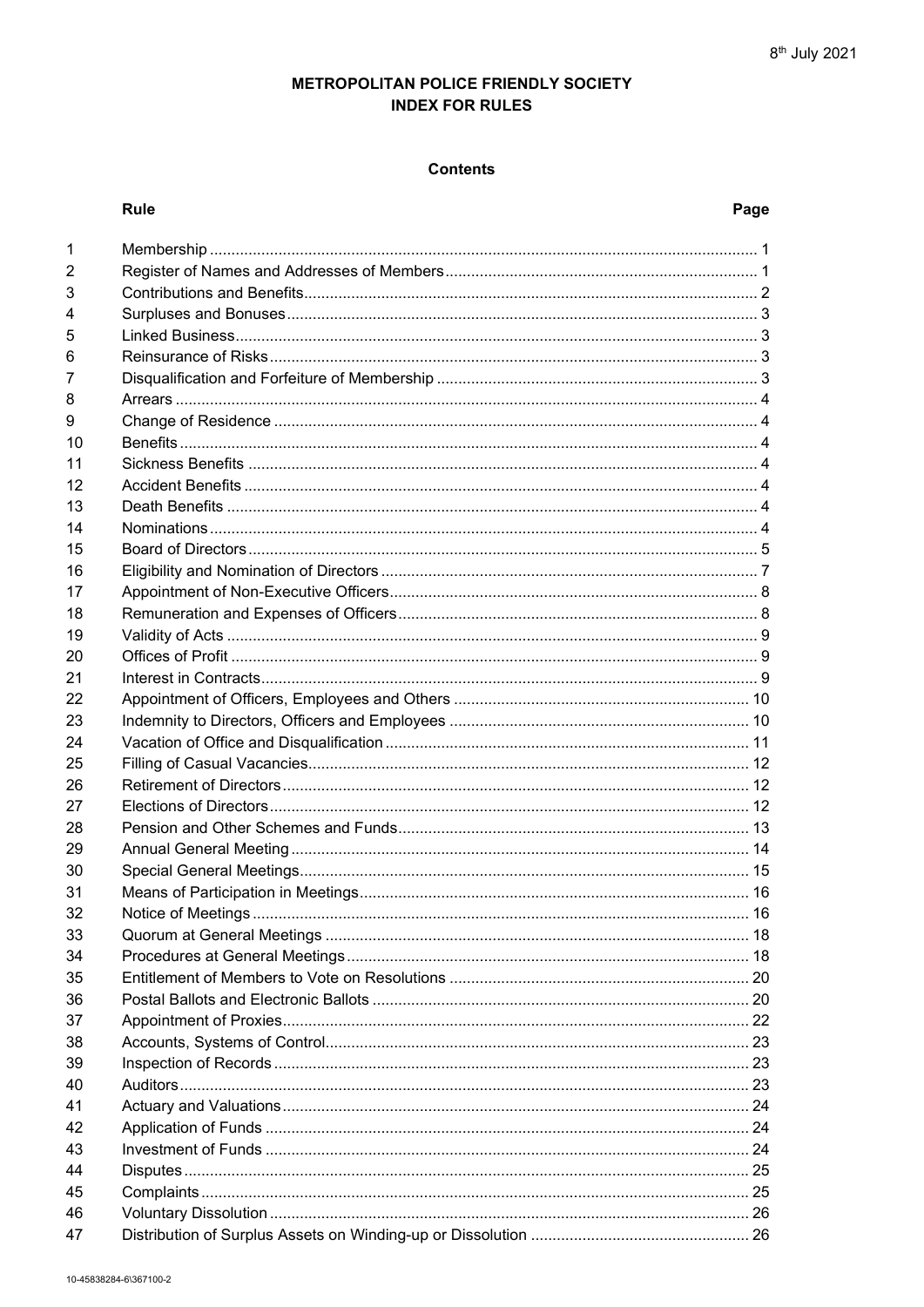8th July 2021

# METROPOLITAN POLICE FRIENDLY SOCIETY
## INDEX FOR RULES

### Contents

| Rule | | Page |
|---|---|---|
| 1 | Membership | 1 |
| 2 | Register of Names and Addresses of Members | 1 |
| 3 | Contributions and Benefits | 2 |
| 4 | Surpluses and Bonuses | 3 |
| 5 | Linked Business | 3 |
| 6 | Reinsurance of Risks | 3 |
| 7 | Disqualification and Forfeiture of Membership | 3 |
| 8 | Arrears | 4 |
| 9 | Change of Residence | 4 |
| 10 | Benefits | 4 |
| 11 | Sickness Benefits | 4 |
| 12 | Accident Benefits | 4 |
| 13 | Death Benefits | 4 |
| 14 | Nominations | 4 |
| 15 | Board of Directors | 5 |
| 16 | Eligibility and Nomination of Directors | 7 |
| 17 | Appointment of Non-Executive Officers | 8 |
| 18 | Remuneration and Expenses of Officers | 8 |
| 19 | Validity of Acts | 9 |
| 20 | Offices of Profit | 9 |
| 21 | Interest in Contracts | 9 |
| 22 | Appointment of Officers, Employees and Others | 10 |
| 23 | Indemnity to Directors, Officers and Employees | 10 |
| 24 | Vacation of Office and Disqualification | 11 |
| 25 | Filling of Casual Vacancies | 12 |
| 26 | Retirement of Directors | 12 |
| 27 | Elections of Directors | 12 |
| 28 | Pension and Other Schemes and Funds | 13 |
| 29 | Annual General Meeting | 14 |
| 30 | Special General Meetings | 15 |
| 31 | Means of Participation in Meetings | 16 |
| 32 | Notice of Meetings | 16 |
| 33 | Quorum at General Meetings | 18 |
| 34 | Procedures at General Meetings | 18 |
| 35 | Entitlement of Members to Vote on Resolutions | 20 |
| 36 | Postal Ballots and Electronic Ballots | 20 |
| 37 | Appointment of Proxies | 22 |
| 38 | Accounts, Systems of Control | 23 |
| 39 | Inspection of Records | 23 |
| 40 | Auditors | 23 |
| 41 | Actuary and Valuations | 24 |
| 42 | Application of Funds | 24 |
| 43 | Investment of Funds | 24 |
| 44 | Disputes | 25 |
| 45 | Complaints | 25 |
| 46 | Voluntary Dissolution | 26 |
| 47 | Distribution of Surplus Assets on Winding-up or Dissolution | 26 |

10-45838284-6\367100-2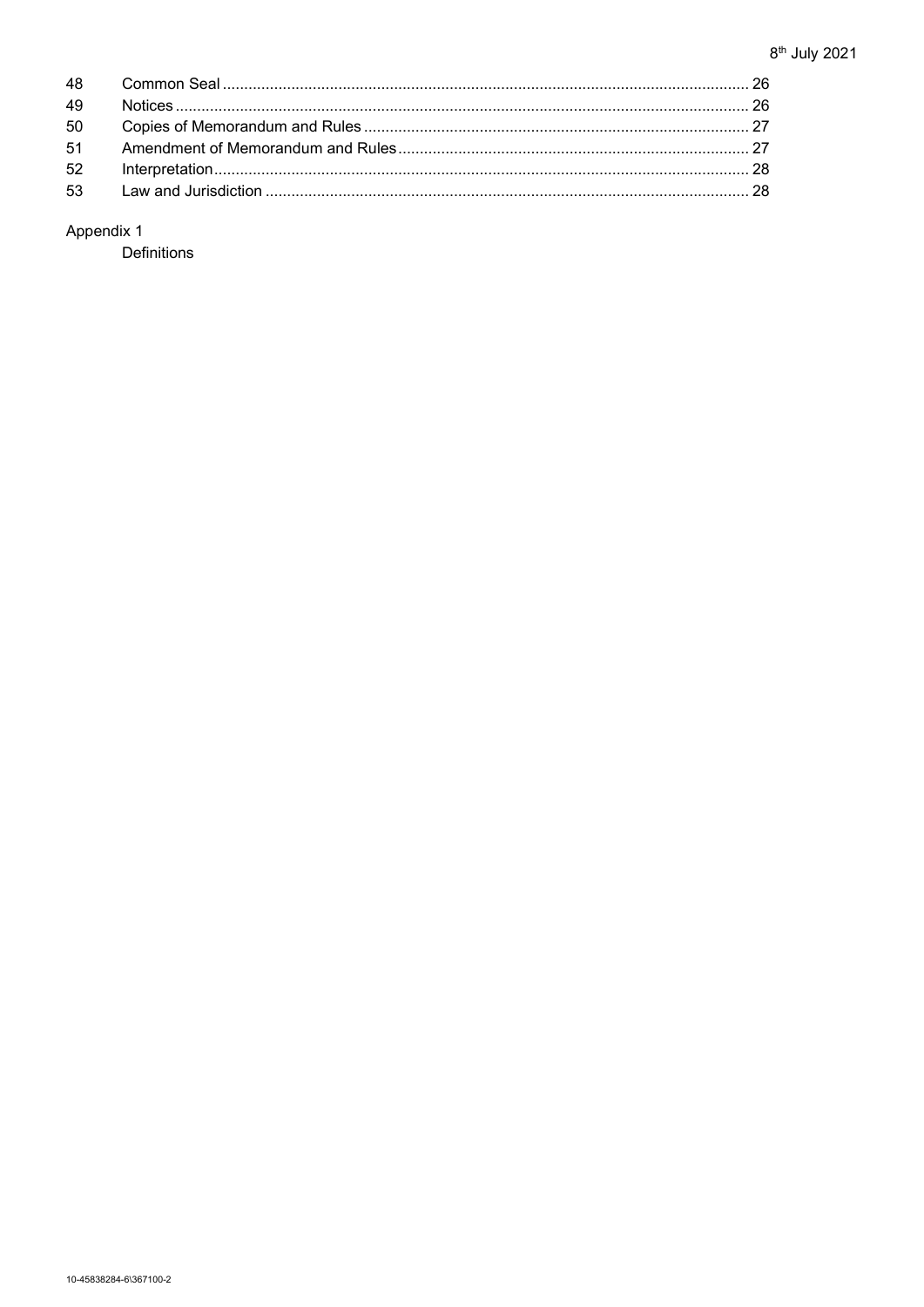| | | |
|---|---|---|
| 48 | Common Seal | 26 |
| 49 | Notices | 26 |
| 50 | Copies of Memorandum and Rules | 27 |
| 51 | Amendment of Memorandum and Rules | 27 |
| 52 | Interpretation | 28 |
| 53 | Law and Jurisdiction | 28 |

Appendix 1

Definitions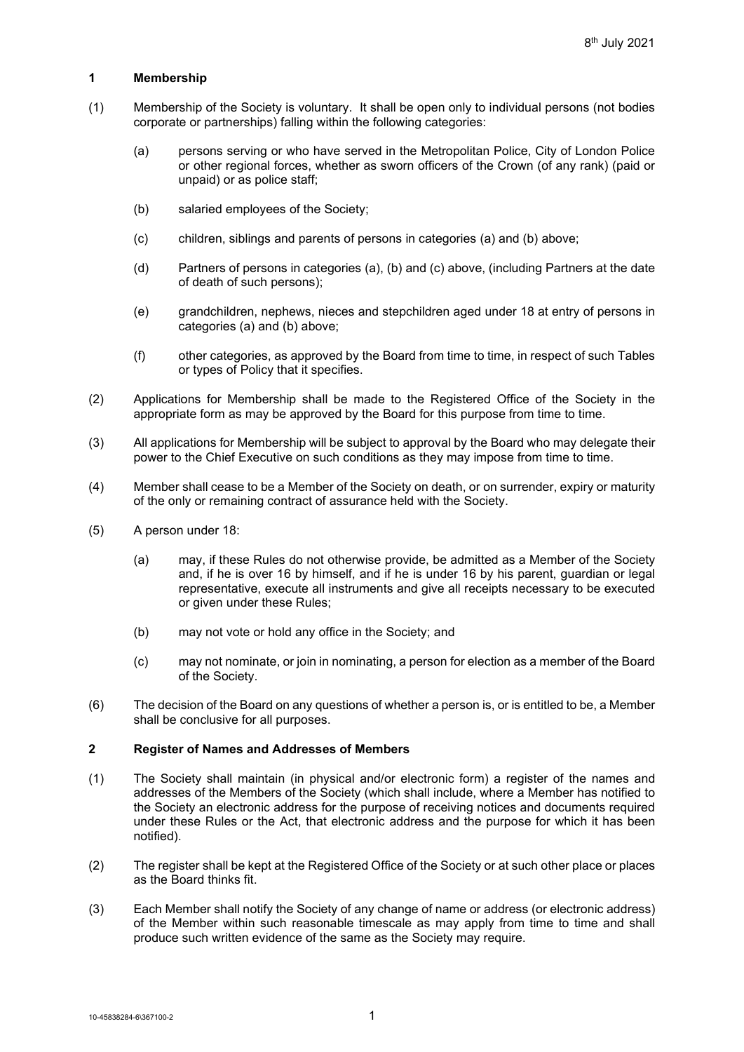8th July 2021

## 1 Membership

(1) Membership of the Society is voluntary. It shall be open only to individual persons (not bodies corporate or partnerships) falling within the following categories:

(a) persons serving or who have served in the Metropolitan Police, City of London Police or other regional forces, whether as sworn officers of the Crown (of any rank) (paid or unpaid) or as police staff;

(b) salaried employees of the Society;

(c) children, siblings and parents of persons in categories (a) and (b) above;

(d) Partners of persons in categories (a), (b) and (c) above, (including Partners at the date of death of such persons);

(e) grandchildren, nephews, nieces and stepchildren aged under 18 at entry of persons in categories (a) and (b) above;

(f) other categories, as approved by the Board from time to time, in respect of such Tables or types of Policy that it specifies.

(2) Applications for Membership shall be made to the Registered Office of the Society in the appropriate form as may be approved by the Board for this purpose from time to time.

(3) All applications for Membership will be subject to approval by the Board who may delegate their power to the Chief Executive on such conditions as they may impose from time to time.

(4) Member shall cease to be a Member of the Society on death, or on surrender, expiry or maturity of the only or remaining contract of assurance held with the Society.

(5) A person under 18:

(a) may, if these Rules do not otherwise provide, be admitted as a Member of the Society and, if he is over 16 by himself, and if he is under 16 by his parent, guardian or legal representative, execute all instruments and give all receipts necessary to be executed or given under these Rules;

(b) may not vote or hold any office in the Society; and

(c) may not nominate, or join in nominating, a person for election as a member of the Board of the Society.

(6) The decision of the Board on any questions of whether a person is, or is entitled to be, a Member shall be conclusive for all purposes.

## 2 Register of Names and Addresses of Members

(1) The Society shall maintain (in physical and/or electronic form) a register of the names and addresses of the Members of the Society (which shall include, where a Member has notified to the Society an electronic address for the purpose of receiving notices and documents required under these Rules or the Act, that electronic address and the purpose for which it has been notified).

(2) The register shall be kept at the Registered Office of the Society or at such other place or places as the Board thinks fit.

(3) Each Member shall notify the Society of any change of name or address (or electronic address) of the Member within such reasonable timescale as may apply from time to time and shall produce such written evidence of the same as the Society may require.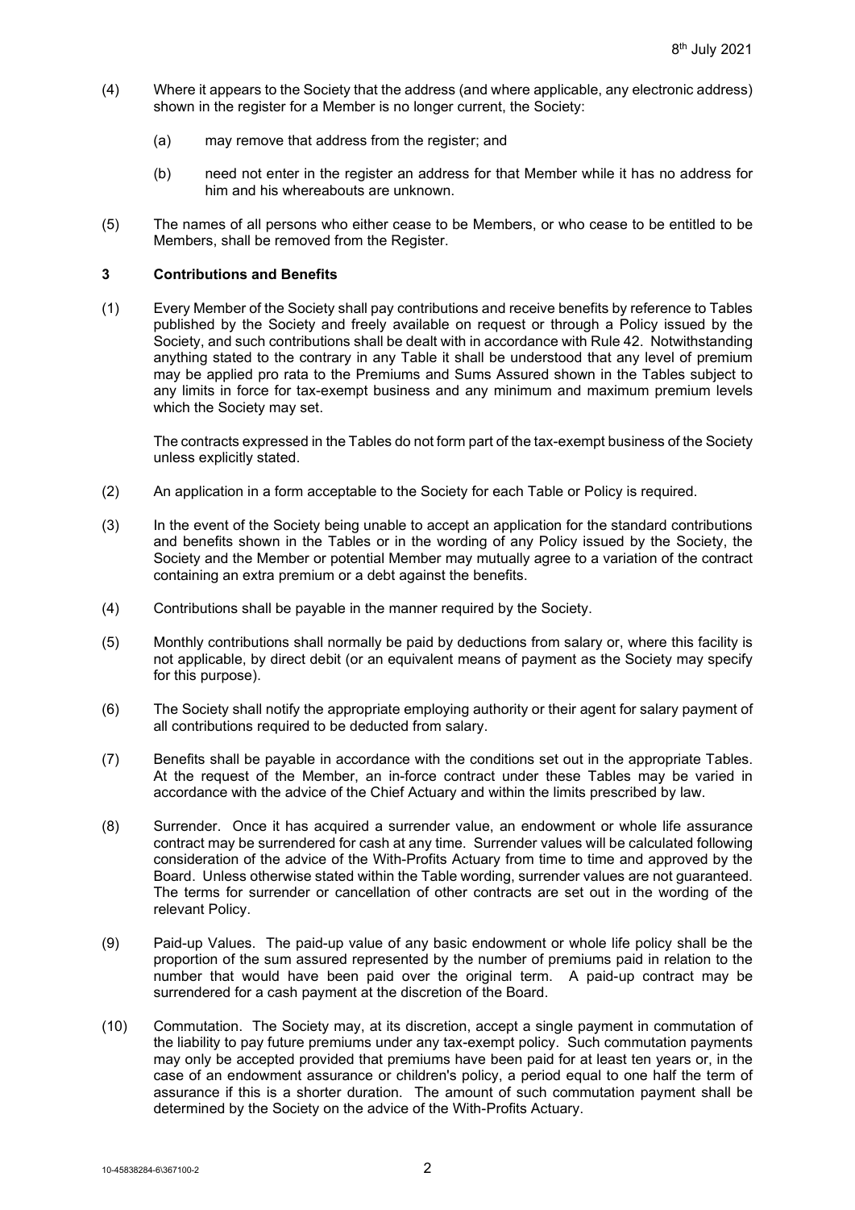(4) Where it appears to the Society that the address (and where applicable, any electronic address) shown in the register for a Member is no longer current, the Society:

  (a) may remove that address from the register; and

  (b) need not enter in the register an address for that Member while it has no address for him and his whereabouts are unknown.

(5) The names of all persons who either cease to be Members, or who cease to be entitled to be Members, shall be removed from the Register.

### 3 Contributions and Benefits

(1) Every Member of the Society shall pay contributions and receive benefits by reference to Tables published by the Society and freely available on request or through a Policy issued by the Society, and such contributions shall be dealt with in accordance with Rule 42. Notwithstanding anything stated to the contrary in any Table it shall be understood that any level of premium may be applied pro rata to the Premiums and Sums Assured shown in the Tables subject to any limits in force for tax-exempt business and any minimum and maximum premium levels which the Society may set.

The contracts expressed in the Tables do not form part of the tax-exempt business of the Society unless explicitly stated.

(2) An application in a form acceptable to the Society for each Table or Policy is required.

(3) In the event of the Society being unable to accept an application for the standard contributions and benefits shown in the Tables or in the wording of any Policy issued by the Society, the Society and the Member or potential Member may mutually agree to a variation of the contract containing an extra premium or a debt against the benefits.

(4) Contributions shall be payable in the manner required by the Society.

(5) Monthly contributions shall normally be paid by deductions from salary or, where this facility is not applicable, by direct debit (or an equivalent means of payment as the Society may specify for this purpose).

(6) The Society shall notify the appropriate employing authority or their agent for salary payment of all contributions required to be deducted from salary.

(7) Benefits shall be payable in accordance with the conditions set out in the appropriate Tables. At the request of the Member, an in-force contract under these Tables may be varied in accordance with the advice of the Chief Actuary and within the limits prescribed by law.

(8) Surrender. Once it has acquired a surrender value, an endowment or whole life assurance contract may be surrendered for cash at any time. Surrender values will be calculated following consideration of the advice of the With-Profits Actuary from time to time and approved by the Board. Unless otherwise stated within the Table wording, surrender values are not guaranteed. The terms for surrender or cancellation of other contracts are set out in the wording of the relevant Policy.

(9) Paid-up Values. The paid-up value of any basic endowment or whole life policy shall be the proportion of the sum assured represented by the number of premiums paid in relation to the number that would have been paid over the original term. A paid-up contract may be surrendered for a cash payment at the discretion of the Board.

(10) Commutation. The Society may, at its discretion, accept a single payment in commutation of the liability to pay future premiums under any tax-exempt policy. Such commutation payments may only be accepted provided that premiums have been paid for at least ten years or, in the case of an endowment assurance or children's policy, a period equal to one half the term of assurance if this is a shorter duration. The amount of such commutation payment shall be determined by the Society on the advice of the With-Profits Actuary.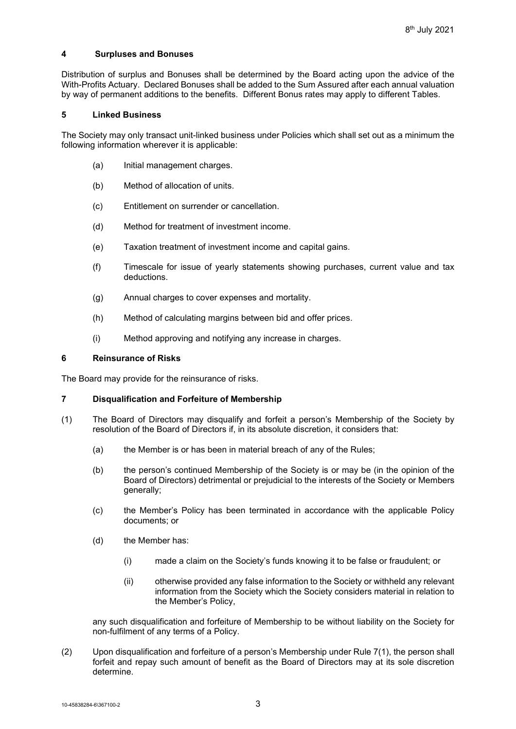## 4 Surpluses and Bonuses

Distribution of surplus and Bonuses shall be determined by the Board acting upon the advice of the With-Profits Actuary. Declared Bonuses shall be added to the Sum Assured after each annual valuation by way of permanent additions to the benefits. Different Bonus rates may apply to different Tables.

## 5 Linked Business

The Society may only transact unit-linked business under Policies which shall set out as a minimum the following information wherever it is applicable:

(a) Initial management charges.

(b) Method of allocation of units.

(c) Entitlement on surrender or cancellation.

(d) Method for treatment of investment income.

(e) Taxation treatment of investment income and capital gains.

(f) Timescale for issue of yearly statements showing purchases, current value and tax deductions.

(g) Annual charges to cover expenses and mortality.

(h) Method of calculating margins between bid and offer prices.

(i) Method approving and notifying any increase in charges.

## 6 Reinsurance of Risks

The Board may provide for the reinsurance of risks.

## 7 Disqualification and Forfeiture of Membership

(1) The Board of Directors may disqualify and forfeit a person's Membership of the Society by resolution of the Board of Directors if, in its absolute discretion, it considers that:

(a) the Member is or has been in material breach of any of the Rules;

(b) the person's continued Membership of the Society is or may be (in the opinion of the Board of Directors) detrimental or prejudicial to the interests of the Society or Members generally;

(c) the Member's Policy has been terminated in accordance with the applicable Policy documents; or

(d) the Member has:

(i) made a claim on the Society's funds knowing it to be false or fraudulent; or

(ii) otherwise provided any false information to the Society or withheld any relevant information from the Society which the Society considers material in relation to the Member's Policy,

any such disqualification and forfeiture of Membership to be without liability on the Society for non-fulfilment of any terms of a Policy.

(2) Upon disqualification and forfeiture of a person's Membership under Rule 7(1), the person shall forfeit and repay such amount of benefit as the Board of Directors may at its sole discretion determine.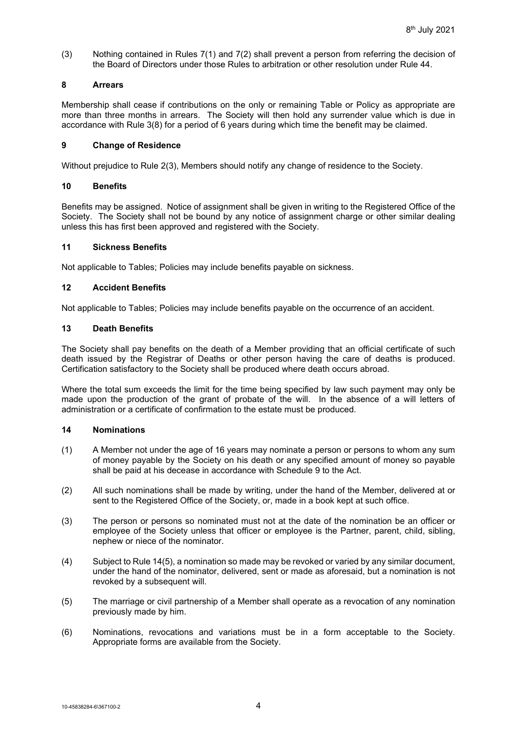(3) Nothing contained in Rules 7(1) and 7(2) shall prevent a person from referring the decision of the Board of Directors under those Rules to arbitration or other resolution under Rule 44.

### 8 Arrears

Membership shall cease if contributions on the only or remaining Table or Policy as appropriate are more than three months in arrears. The Society will then hold any surrender value which is due in accordance with Rule 3(8) for a period of 6 years during which time the benefit may be claimed.

### 9 Change of Residence

Without prejudice to Rule 2(3), Members should notify any change of residence to the Society.

### 10 Benefits

Benefits may be assigned. Notice of assignment shall be given in writing to the Registered Office of the Society. The Society shall not be bound by any notice of assignment charge or other similar dealing unless this has first been approved and registered with the Society.

### 11 Sickness Benefits

Not applicable to Tables; Policies may include benefits payable on sickness.

### 12 Accident Benefits

Not applicable to Tables; Policies may include benefits payable on the occurrence of an accident.

### 13 Death Benefits

The Society shall pay benefits on the death of a Member providing that an official certificate of such death issued by the Registrar of Deaths or other person having the care of deaths is produced. Certification satisfactory to the Society shall be produced where death occurs abroad.

Where the total sum exceeds the limit for the time being specified by law such payment may only be made upon the production of the grant of probate of the will. In the absence of a will letters of administration or a certificate of confirmation to the estate must be produced.

### 14 Nominations

(1) A Member not under the age of 16 years may nominate a person or persons to whom any sum of money payable by the Society on his death or any specified amount of money so payable shall be paid at his decease in accordance with Schedule 9 to the Act.

(2) All such nominations shall be made by writing, under the hand of the Member, delivered at or sent to the Registered Office of the Society, or, made in a book kept at such office.

(3) The person or persons so nominated must not at the date of the nomination be an officer or employee of the Society unless that officer or employee is the Partner, parent, child, sibling, nephew or niece of the nominator.

(4) Subject to Rule 14(5), a nomination so made may be revoked or varied by any similar document, under the hand of the nominator, delivered, sent or made as aforesaid, but a nomination is not revoked by a subsequent will.

(5) The marriage or civil partnership of a Member shall operate as a revocation of any nomination previously made by him.

(6) Nominations, revocations and variations must be in a form acceptable to the Society. Appropriate forms are available from the Society.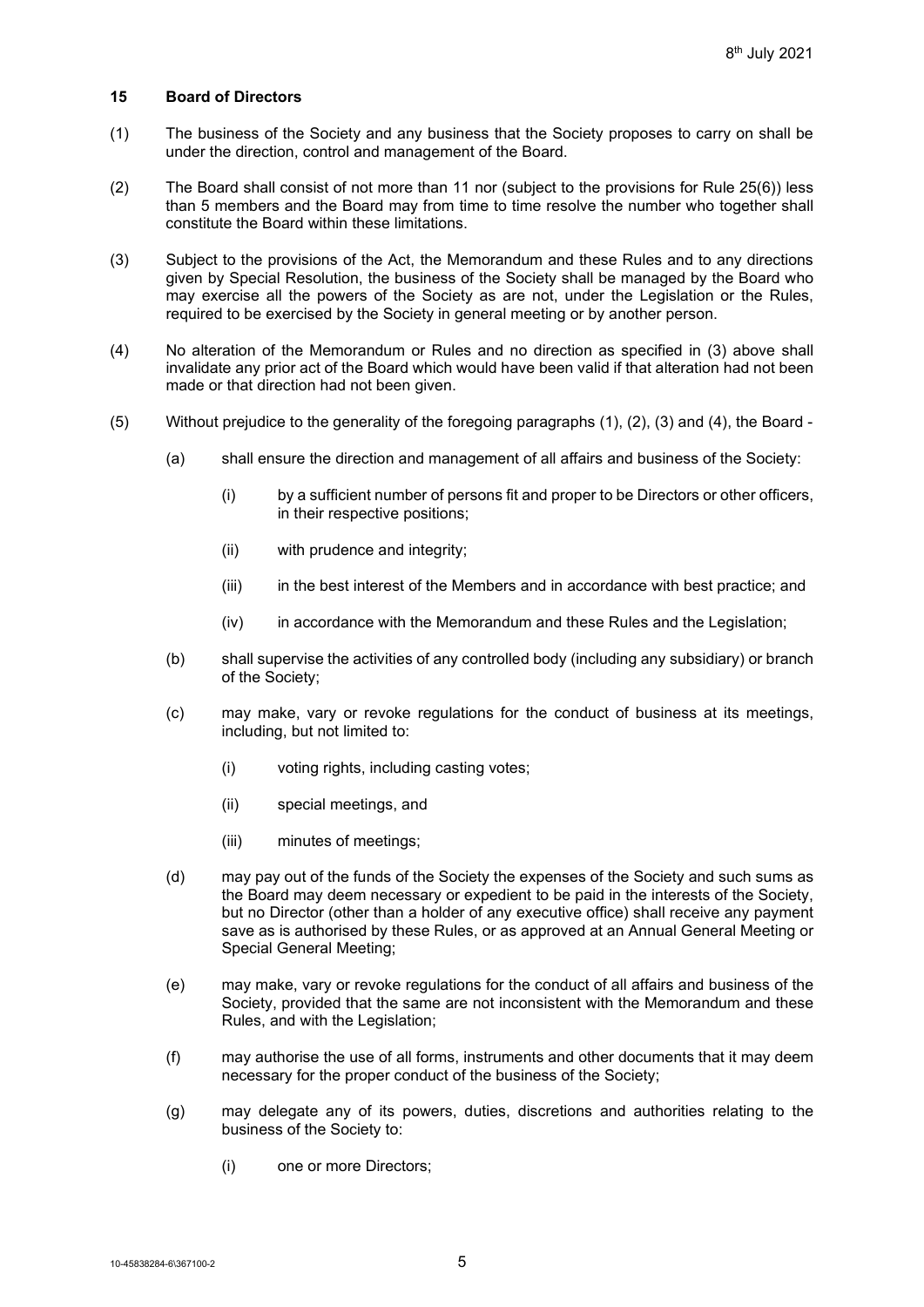## 15 Board of Directors

(1) The business of the Society and any business that the Society proposes to carry on shall be under the direction, control and management of the Board.

(2) The Board shall consist of not more than 11 nor (subject to the provisions for Rule 25(6)) less than 5 members and the Board may from time to time resolve the number who together shall constitute the Board within these limitations.

(3) Subject to the provisions of the Act, the Memorandum and these Rules and to any directions given by Special Resolution, the business of the Society shall be managed by the Board who may exercise all the powers of the Society as are not, under the Legislation or the Rules, required to be exercised by the Society in general meeting or by another person.

(4) No alteration of the Memorandum or Rules and no direction as specified in (3) above shall invalidate any prior act of the Board which would have been valid if that alteration had not been made or that direction had not been given.

(5) Without prejudice to the generality of the foregoing paragraphs (1), (2), (3) and (4), the Board -

(a) shall ensure the direction and management of all affairs and business of the Society:

(i) by a sufficient number of persons fit and proper to be Directors or other officers, in their respective positions;

(ii) with prudence and integrity;

(iii) in the best interest of the Members and in accordance with best practice; and

(iv) in accordance with the Memorandum and these Rules and the Legislation;

(b) shall supervise the activities of any controlled body (including any subsidiary) or branch of the Society;

(c) may make, vary or revoke regulations for the conduct of business at its meetings, including, but not limited to:

(i) voting rights, including casting votes;

(ii) special meetings, and

(iii) minutes of meetings;

(d) may pay out of the funds of the Society the expenses of the Society and such sums as the Board may deem necessary or expedient to be paid in the interests of the Society, but no Director (other than a holder of any executive office) shall receive any payment save as is authorised by these Rules, or as approved at an Annual General Meeting or Special General Meeting;

(e) may make, vary or revoke regulations for the conduct of all affairs and business of the Society, provided that the same are not inconsistent with the Memorandum and these Rules, and with the Legislation;

(f) may authorise the use of all forms, instruments and other documents that it may deem necessary for the proper conduct of the business of the Society;

(g) may delegate any of its powers, duties, discretions and authorities relating to the business of the Society to:

(i) one or more Directors;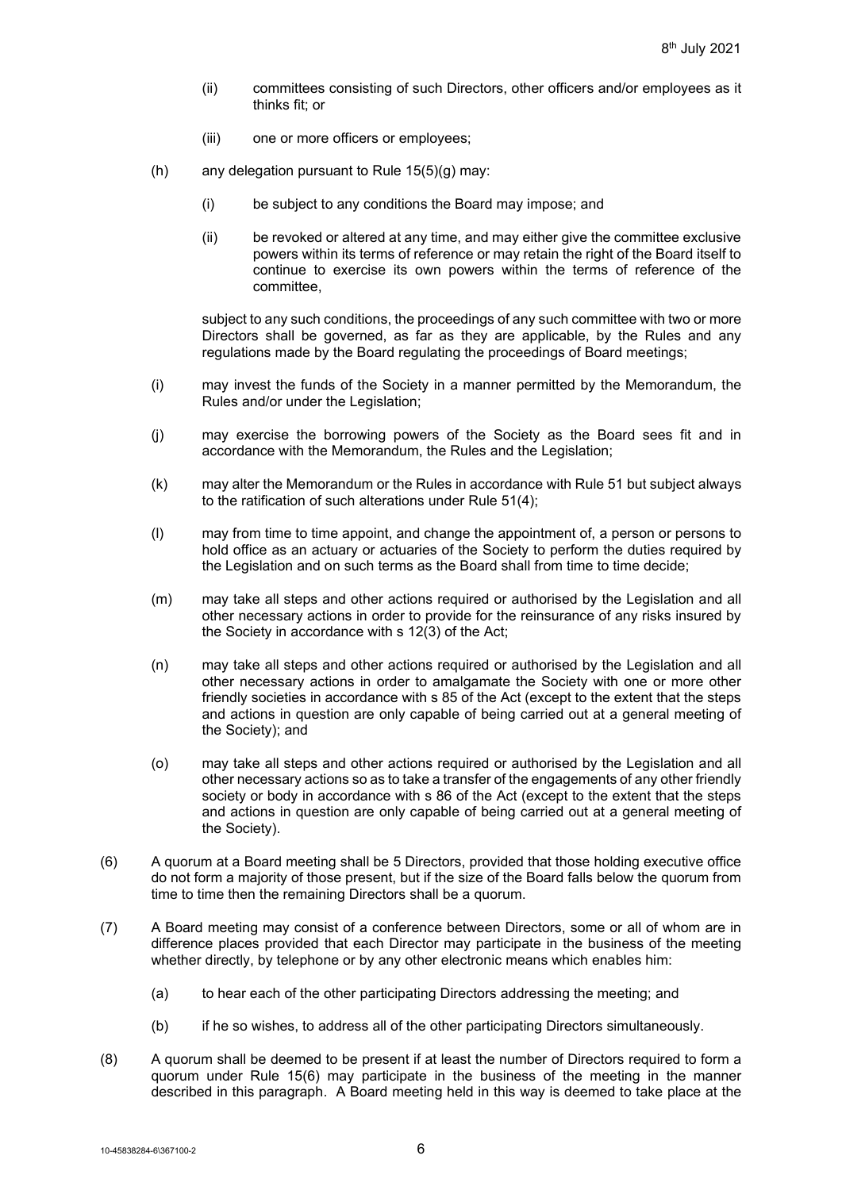(ii) committees consisting of such Directors, other officers and/or employees as it thinks fit; or

(iii) one or more officers or employees;

(h) any delegation pursuant to Rule 15(5)(g) may:

(i) be subject to any conditions the Board may impose; and

(ii) be revoked or altered at any time, and may either give the committee exclusive powers within its terms of reference or may retain the right of the Board itself to continue to exercise its own powers within the terms of reference of the committee,

subject to any such conditions, the proceedings of any such committee with two or more Directors shall be governed, as far as they are applicable, by the Rules and any regulations made by the Board regulating the proceedings of Board meetings;

(i) may invest the funds of the Society in a manner permitted by the Memorandum, the Rules and/or under the Legislation;

(j) may exercise the borrowing powers of the Society as the Board sees fit and in accordance with the Memorandum, the Rules and the Legislation;

(k) may alter the Memorandum or the Rules in accordance with Rule 51 but subject always to the ratification of such alterations under Rule 51(4);

(l) may from time to time appoint, and change the appointment of, a person or persons to hold office as an actuary or actuaries of the Society to perform the duties required by the Legislation and on such terms as the Board shall from time to time decide;

(m) may take all steps and other actions required or authorised by the Legislation and all other necessary actions in order to provide for the reinsurance of any risks insured by the Society in accordance with s 12(3) of the Act;

(n) may take all steps and other actions required or authorised by the Legislation and all other necessary actions in order to amalgamate the Society with one or more other friendly societies in accordance with s 85 of the Act (except to the extent that the steps and actions in question are only capable of being carried out at a general meeting of the Society); and

(o) may take all steps and other actions required or authorised by the Legislation and all other necessary actions so as to take a transfer of the engagements of any other friendly society or body in accordance with s 86 of the Act (except to the extent that the steps and actions in question are only capable of being carried out at a general meeting of the Society).

(6) A quorum at a Board meeting shall be 5 Directors, provided that those holding executive office do not form a majority of those present, but if the size of the Board falls below the quorum from time to time then the remaining Directors shall be a quorum.

(7) A Board meeting may consist of a conference between Directors, some or all of whom are in difference places provided that each Director may participate in the business of the meeting whether directly, by telephone or by any other electronic means which enables him:

(a) to hear each of the other participating Directors addressing the meeting; and

(b) if he so wishes, to address all of the other participating Directors simultaneously.

(8) A quorum shall be deemed to be present if at least the number of Directors required to form a quorum under Rule 15(6) may participate in the business of the meeting in the manner described in this paragraph. A Board meeting held in this way is deemed to take place at the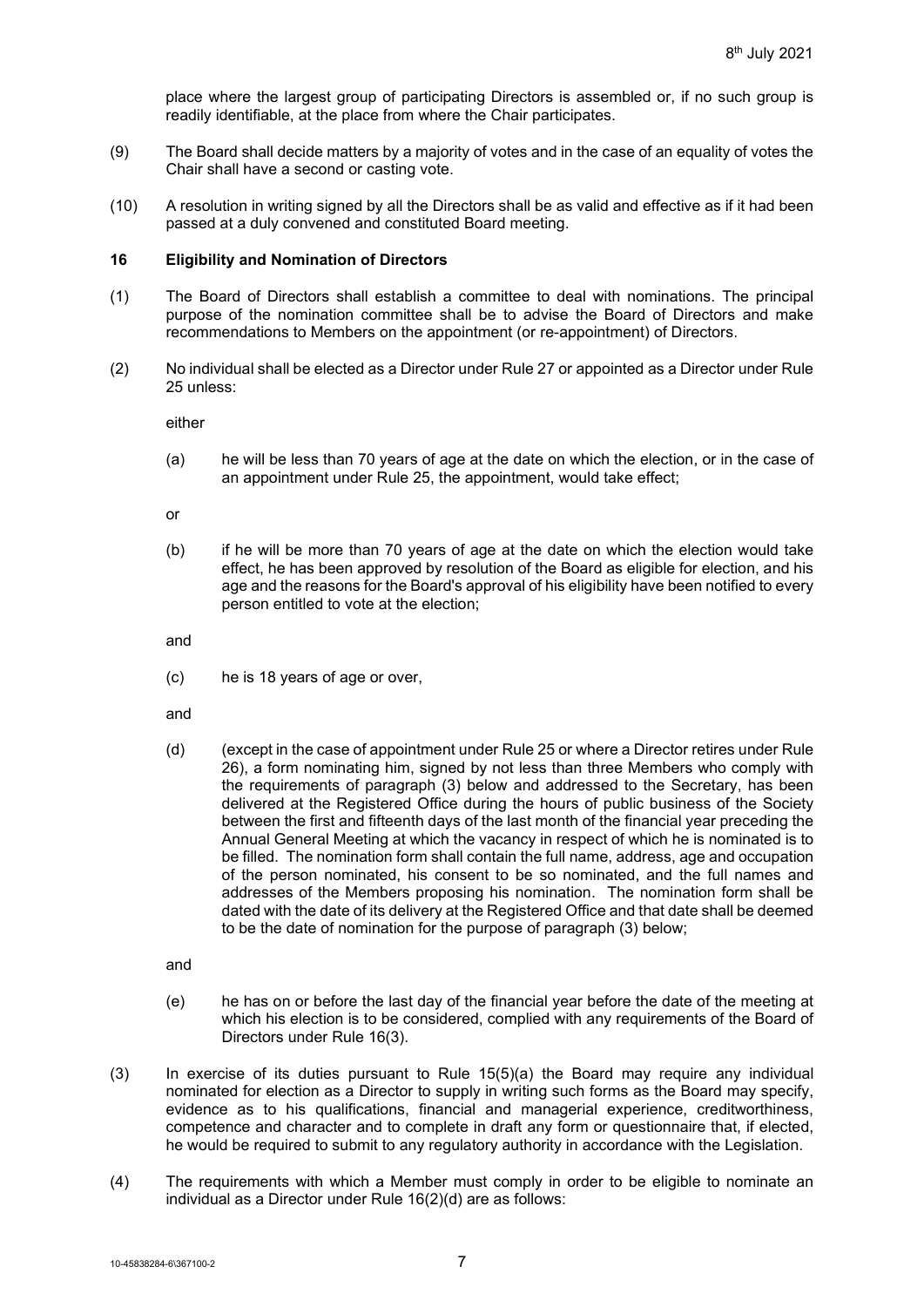place where the largest group of participating Directors is assembled or, if no such group is readily identifiable, at the place from where the Chair participates.

(9) The Board shall decide matters by a majority of votes and in the case of an equality of votes the Chair shall have a second or casting vote.

(10) A resolution in writing signed by all the Directors shall be as valid and effective as if it had been passed at a duly convened and constituted Board meeting.

## 16 Eligibility and Nomination of Directors

(1) The Board of Directors shall establish a committee to deal with nominations. The principal purpose of the nomination committee shall be to advise the Board of Directors and make recommendations to Members on the appointment (or re-appointment) of Directors.

(2) No individual shall be elected as a Director under Rule 27 or appointed as a Director under Rule 25 unless:

either

(a) he will be less than 70 years of age at the date on which the election, or in the case of an appointment under Rule 25, the appointment, would take effect;

or

(b) if he will be more than 70 years of age at the date on which the election would take effect, he has been approved by resolution of the Board as eligible for election, and his age and the reasons for the Board's approval of his eligibility have been notified to every person entitled to vote at the election;

and

(c) he is 18 years of age or over,

and

(d) (except in the case of appointment under Rule 25 or where a Director retires under Rule 26), a form nominating him, signed by not less than three Members who comply with the requirements of paragraph (3) below and addressed to the Secretary, has been delivered at the Registered Office during the hours of public business of the Society between the first and fifteenth days of the last month of the financial year preceding the Annual General Meeting at which the vacancy in respect of which he is nominated is to be filled. The nomination form shall contain the full name, address, age and occupation of the person nominated, his consent to be so nominated, and the full names and addresses of the Members proposing his nomination. The nomination form shall be dated with the date of its delivery at the Registered Office and that date shall be deemed to be the date of nomination for the purpose of paragraph (3) below;

and

(e) he has on or before the last day of the financial year before the date of the meeting at which his election is to be considered, complied with any requirements of the Board of Directors under Rule 16(3).

(3) In exercise of its duties pursuant to Rule 15(5)(a) the Board may require any individual nominated for election as a Director to supply in writing such forms as the Board may specify, evidence as to his qualifications, financial and managerial experience, creditworthiness, competence and character and to complete in draft any form or questionnaire that, if elected, he would be required to submit to any regulatory authority in accordance with the Legislation.

(4) The requirements with which a Member must comply in order to be eligible to nominate an individual as a Director under Rule 16(2)(d) are as follows: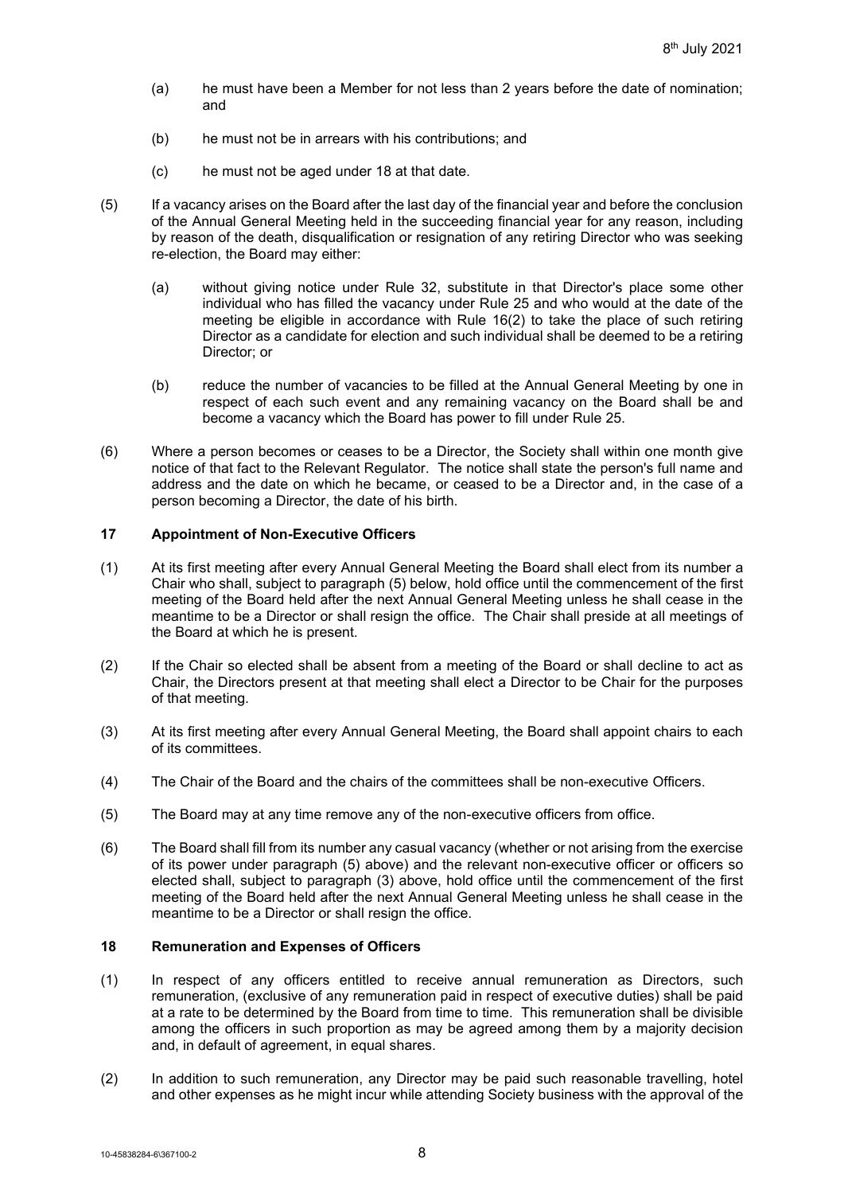(a) he must have been a Member for not less than 2 years before the date of nomination; and

(b) he must not be in arrears with his contributions; and

(c) he must not be aged under 18 at that date.

(5) If a vacancy arises on the Board after the last day of the financial year and before the conclusion of the Annual General Meeting held in the succeeding financial year for any reason, including by reason of the death, disqualification or resignation of any retiring Director who was seeking re-election, the Board may either:

(a) without giving notice under Rule 32, substitute in that Director's place some other individual who has filled the vacancy under Rule 25 and who would at the date of the meeting be eligible in accordance with Rule 16(2) to take the place of such retiring Director as a candidate for election and such individual shall be deemed to be a retiring Director; or

(b) reduce the number of vacancies to be filled at the Annual General Meeting by one in respect of each such event and any remaining vacancy on the Board shall be and become a vacancy which the Board has power to fill under Rule 25.

(6) Where a person becomes or ceases to be a Director, the Society shall within one month give notice of that fact to the Relevant Regulator. The notice shall state the person's full name and address and the date on which he became, or ceased to be a Director and, in the case of a person becoming a Director, the date of his birth.

## 17 Appointment of Non-Executive Officers

(1) At its first meeting after every Annual General Meeting the Board shall elect from its number a Chair who shall, subject to paragraph (5) below, hold office until the commencement of the first meeting of the Board held after the next Annual General Meeting unless he shall cease in the meantime to be a Director or shall resign the office. The Chair shall preside at all meetings of the Board at which he is present.

(2) If the Chair so elected shall be absent from a meeting of the Board or shall decline to act as Chair, the Directors present at that meeting shall elect a Director to be Chair for the purposes of that meeting.

(3) At its first meeting after every Annual General Meeting, the Board shall appoint chairs to each of its committees.

(4) The Chair of the Board and the chairs of the committees shall be non-executive Officers.

(5) The Board may at any time remove any of the non-executive officers from office.

(6) The Board shall fill from its number any casual vacancy (whether or not arising from the exercise of its power under paragraph (5) above) and the relevant non-executive officer or officers so elected shall, subject to paragraph (3) above, hold office until the commencement of the first meeting of the Board held after the next Annual General Meeting unless he shall cease in the meantime to be a Director or shall resign the office.

## 18 Remuneration and Expenses of Officers

(1) In respect of any officers entitled to receive annual remuneration as Directors, such remuneration, (exclusive of any remuneration paid in respect of executive duties) shall be paid at a rate to be determined by the Board from time to time. This remuneration shall be divisible among the officers in such proportion as may be agreed among them by a majority decision and, in default of agreement, in equal shares.

(2) In addition to such remuneration, any Director may be paid such reasonable travelling, hotel and other expenses as he might incur while attending Society business with the approval of the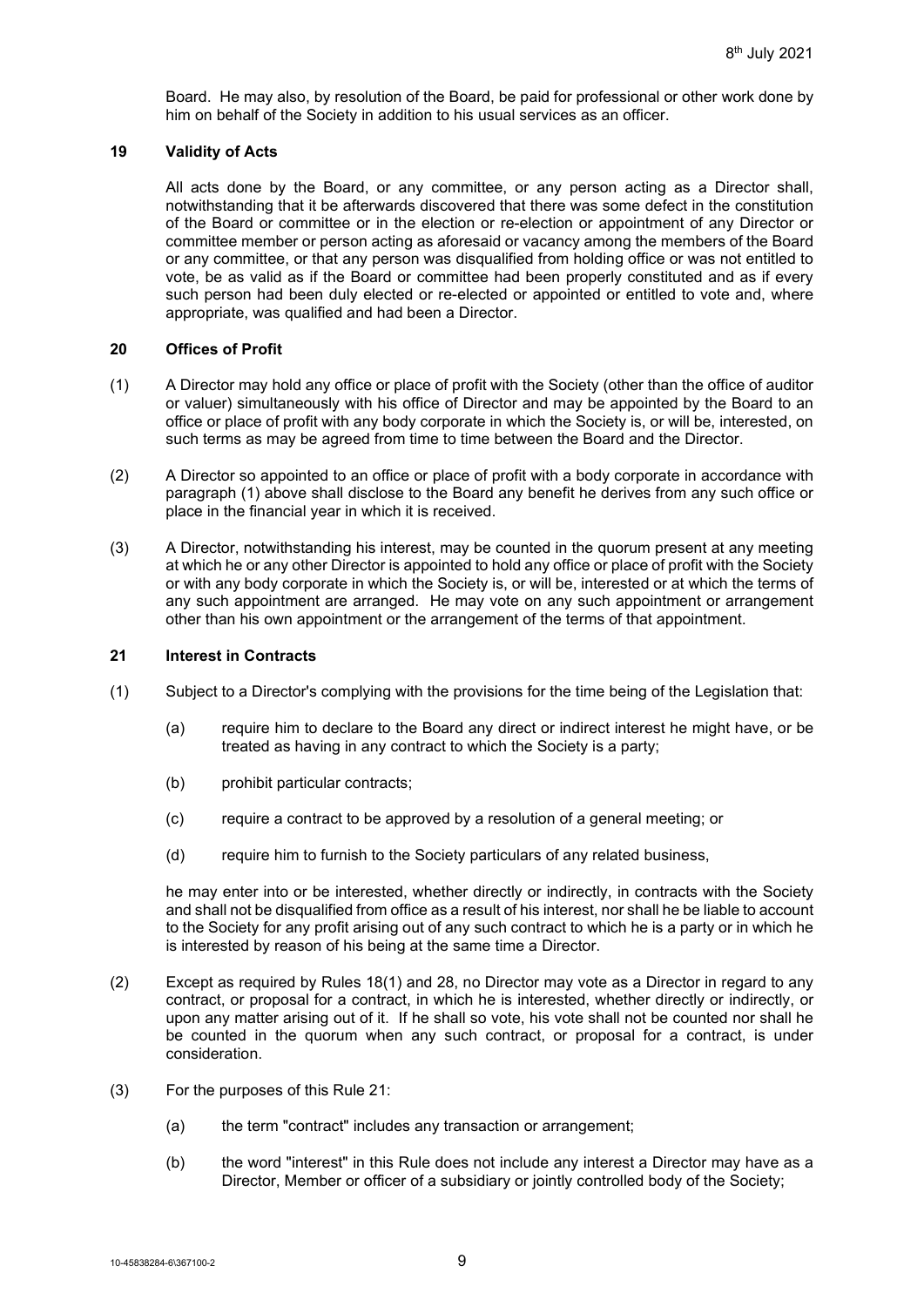Board. He may also, by resolution of the Board, be paid for professional or other work done by him on behalf of the Society in addition to his usual services as an officer.

## 19 Validity of Acts

All acts done by the Board, or any committee, or any person acting as a Director shall, notwithstanding that it be afterwards discovered that there was some defect in the constitution of the Board or committee or in the election or re-election or appointment of any Director or committee member or person acting as aforesaid or vacancy among the members of the Board or any committee, or that any person was disqualified from holding office or was not entitled to vote, be as valid as if the Board or committee had been properly constituted and as if every such person had been duly elected or re-elected or appointed or entitled to vote and, where appropriate, was qualified and had been a Director.

## 20 Offices of Profit

(1) A Director may hold any office or place of profit with the Society (other than the office of auditor or valuer) simultaneously with his office of Director and may be appointed by the Board to an office or place of profit with any body corporate in which the Society is, or will be, interested, on such terms as may be agreed from time to time between the Board and the Director.

(2) A Director so appointed to an office or place of profit with a body corporate in accordance with paragraph (1) above shall disclose to the Board any benefit he derives from any such office or place in the financial year in which it is received.

(3) A Director, notwithstanding his interest, may be counted in the quorum present at any meeting at which he or any other Director is appointed to hold any office or place of profit with the Society or with any body corporate in which the Society is, or will be, interested or at which the terms of any such appointment are arranged. He may vote on any such appointment or arrangement other than his own appointment or the arrangement of the terms of that appointment.

## 21 Interest in Contracts

(1) Subject to a Director's complying with the provisions for the time being of the Legislation that:

(a) require him to declare to the Board any direct or indirect interest he might have, or be treated as having in any contract to which the Society is a party;

(b) prohibit particular contracts;

(c) require a contract to be approved by a resolution of a general meeting; or

(d) require him to furnish to the Society particulars of any related business,

he may enter into or be interested, whether directly or indirectly, in contracts with the Society and shall not be disqualified from office as a result of his interest, nor shall he be liable to account to the Society for any profit arising out of any such contract to which he is a party or in which he is interested by reason of his being at the same time a Director.

(2) Except as required by Rules 18(1) and 28, no Director may vote as a Director in regard to any contract, or proposal for a contract, in which he is interested, whether directly or indirectly, or upon any matter arising out of it. If he shall so vote, his vote shall not be counted nor shall he be counted in the quorum when any such contract, or proposal for a contract, is under consideration.

(3) For the purposes of this Rule 21:

(a) the term "contract" includes any transaction or arrangement;

(b) the word "interest" in this Rule does not include any interest a Director may have as a Director, Member or officer of a subsidiary or jointly controlled body of the Society;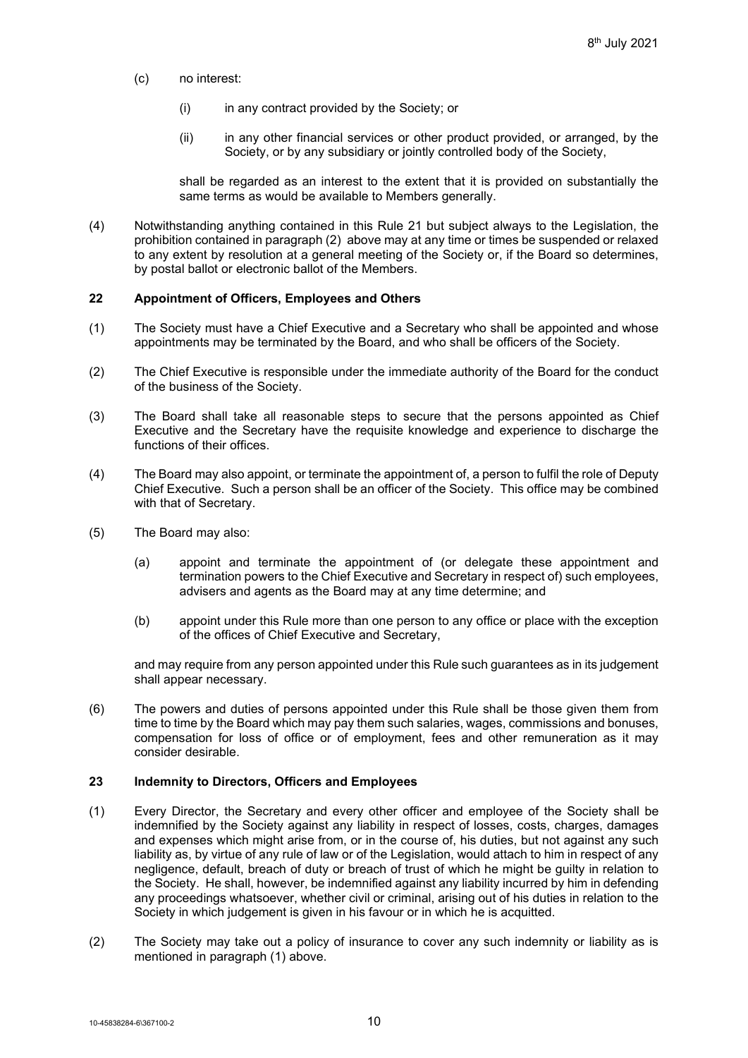(c) no interest:

(i) in any contract provided by the Society; or

(ii) in any other financial services or other product provided, or arranged, by the Society, or by any subsidiary or jointly controlled body of the Society,

shall be regarded as an interest to the extent that it is provided on substantially the same terms as would be available to Members generally.

(4) Notwithstanding anything contained in this Rule 21 but subject always to the Legislation, the prohibition contained in paragraph (2) above may at any time or times be suspended or relaxed to any extent by resolution at a general meeting of the Society or, if the Board so determines, by postal ballot or electronic ballot of the Members.

## 22 Appointment of Officers, Employees and Others

(1) The Society must have a Chief Executive and a Secretary who shall be appointed and whose appointments may be terminated by the Board, and who shall be officers of the Society.

(2) The Chief Executive is responsible under the immediate authority of the Board for the conduct of the business of the Society.

(3) The Board shall take all reasonable steps to secure that the persons appointed as Chief Executive and the Secretary have the requisite knowledge and experience to discharge the functions of their offices.

(4) The Board may also appoint, or terminate the appointment of, a person to fulfil the role of Deputy Chief Executive. Such a person shall be an officer of the Society. This office may be combined with that of Secretary.

(5) The Board may also:

(a) appoint and terminate the appointment of (or delegate these appointment and termination powers to the Chief Executive and Secretary in respect of) such employees, advisers and agents as the Board may at any time determine; and

(b) appoint under this Rule more than one person to any office or place with the exception of the offices of Chief Executive and Secretary,

and may require from any person appointed under this Rule such guarantees as in its judgement shall appear necessary.

(6) The powers and duties of persons appointed under this Rule shall be those given them from time to time by the Board which may pay them such salaries, wages, commissions and bonuses, compensation for loss of office or of employment, fees and other remuneration as it may consider desirable.

## 23 Indemnity to Directors, Officers and Employees

(1) Every Director, the Secretary and every other officer and employee of the Society shall be indemnified by the Society against any liability in respect of losses, costs, charges, damages and expenses which might arise from, or in the course of, his duties, but not against any such liability as, by virtue of any rule of law or of the Legislation, would attach to him in respect of any negligence, default, breach of duty or breach of trust of which he might be guilty in relation to the Society. He shall, however, be indemnified against any liability incurred by him in defending any proceedings whatsoever, whether civil or criminal, arising out of his duties in relation to the Society in which judgement is given in his favour or in which he is acquitted.

(2) The Society may take out a policy of insurance to cover any such indemnity or liability as is mentioned in paragraph (1) above.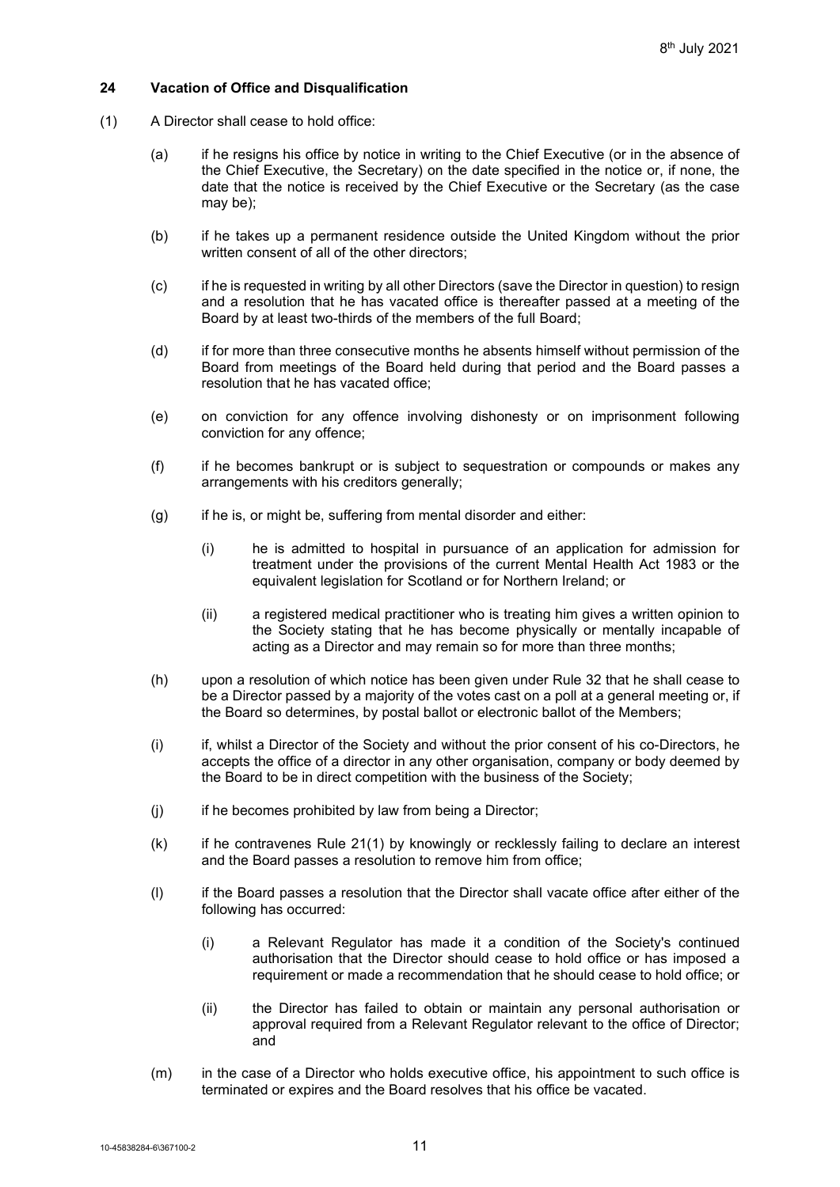## 24 Vacation of Office and Disqualification

(1) A Director shall cease to hold office:

(a) if he resigns his office by notice in writing to the Chief Executive (or in the absence of the Chief Executive, the Secretary) on the date specified in the notice or, if none, the date that the notice is received by the Chief Executive or the Secretary (as the case may be);

(b) if he takes up a permanent residence outside the United Kingdom without the prior written consent of all of the other directors;

(c) if he is requested in writing by all other Directors (save the Director in question) to resign and a resolution that he has vacated office is thereafter passed at a meeting of the Board by at least two-thirds of the members of the full Board;

(d) if for more than three consecutive months he absents himself without permission of the Board from meetings of the Board held during that period and the Board passes a resolution that he has vacated office;

(e) on conviction for any offence involving dishonesty or on imprisonment following conviction for any offence;

(f) if he becomes bankrupt or is subject to sequestration or compounds or makes any arrangements with his creditors generally;

(g) if he is, or might be, suffering from mental disorder and either:

(i) he is admitted to hospital in pursuance of an application for admission for treatment under the provisions of the current Mental Health Act 1983 or the equivalent legislation for Scotland or for Northern Ireland; or

(ii) a registered medical practitioner who is treating him gives a written opinion to the Society stating that he has become physically or mentally incapable of acting as a Director and may remain so for more than three months;

(h) upon a resolution of which notice has been given under Rule 32 that he shall cease to be a Director passed by a majority of the votes cast on a poll at a general meeting or, if the Board so determines, by postal ballot or electronic ballot of the Members;

(i) if, whilst a Director of the Society and without the prior consent of his co-Directors, he accepts the office of a director in any other organisation, company or body deemed by the Board to be in direct competition with the business of the Society;

(j) if he becomes prohibited by law from being a Director;

(k) if he contravenes Rule 21(1) by knowingly or recklessly failing to declare an interest and the Board passes a resolution to remove him from office;

(l) if the Board passes a resolution that the Director shall vacate office after either of the following has occurred:

(i) a Relevant Regulator has made it a condition of the Society's continued authorisation that the Director should cease to hold office or has imposed a requirement or made a recommendation that he should cease to hold office; or

(ii) the Director has failed to obtain or maintain any personal authorisation or approval required from a Relevant Regulator relevant to the office of Director; and

(m) in the case of a Director who holds executive office, his appointment to such office is terminated or expires and the Board resolves that his office be vacated.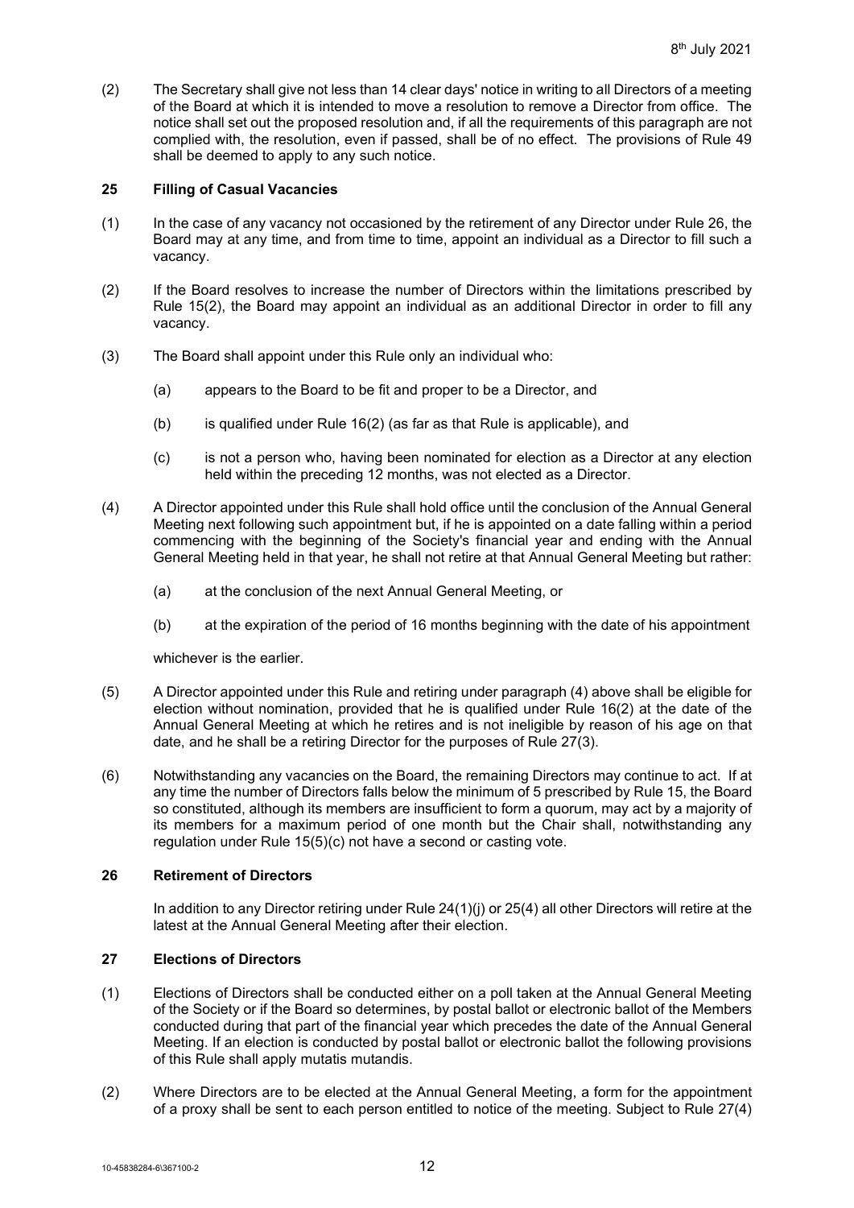(2) The Secretary shall give not less than 14 clear days' notice in writing to all Directors of a meeting of the Board at which it is intended to move a resolution to remove a Director from office. The notice shall set out the proposed resolution and, if all the requirements of this paragraph are not complied with, the resolution, even if passed, shall be of no effect. The provisions of Rule 49 shall be deemed to apply to any such notice.

### 25 Filling of Casual Vacancies

(1) In the case of any vacancy not occasioned by the retirement of any Director under Rule 26, the Board may at any time, and from time to time, appoint an individual as a Director to fill such a vacancy.

(2) If the Board resolves to increase the number of Directors within the limitations prescribed by Rule 15(2), the Board may appoint an individual as an additional Director in order to fill any vacancy.

(3) The Board shall appoint under this Rule only an individual who:

(a) appears to the Board to be fit and proper to be a Director, and

(b) is qualified under Rule 16(2) (as far as that Rule is applicable), and

(c) is not a person who, having been nominated for election as a Director at any election held within the preceding 12 months, was not elected as a Director.

(4) A Director appointed under this Rule shall hold office until the conclusion of the Annual General Meeting next following such appointment but, if he is appointed on a date falling within a period commencing with the beginning of the Society's financial year and ending with the Annual General Meeting held in that year, he shall not retire at that Annual General Meeting but rather:

(a) at the conclusion of the next Annual General Meeting, or

(b) at the expiration of the period of 16 months beginning with the date of his appointment

whichever is the earlier.

(5) A Director appointed under this Rule and retiring under paragraph (4) above shall be eligible for election without nomination, provided that he is qualified under Rule 16(2) at the date of the Annual General Meeting at which he retires and is not ineligible by reason of his age on that date, and he shall be a retiring Director for the purposes of Rule 27(3).

(6) Notwithstanding any vacancies on the Board, the remaining Directors may continue to act. If at any time the number of Directors falls below the minimum of 5 prescribed by Rule 15, the Board so constituted, although its members are insufficient to form a quorum, may act by a majority of its members for a maximum period of one month but the Chair shall, notwithstanding any regulation under Rule 15(5)(c) not have a second or casting vote.

### 26 Retirement of Directors

In addition to any Director retiring under Rule 24(1)(j) or 25(4) all other Directors will retire at the latest at the Annual General Meeting after their election.

### 27 Elections of Directors

(1) Elections of Directors shall be conducted either on a poll taken at the Annual General Meeting of the Society or if the Board so determines, by postal ballot or electronic ballot of the Members conducted during that part of the financial year which precedes the date of the Annual General Meeting. If an election is conducted by postal ballot or electronic ballot the following provisions of this Rule shall apply mutatis mutandis.

(2) Where Directors are to be elected at the Annual General Meeting, a form for the appointment of a proxy shall be sent to each person entitled to notice of the meeting. Subject to Rule 27(4)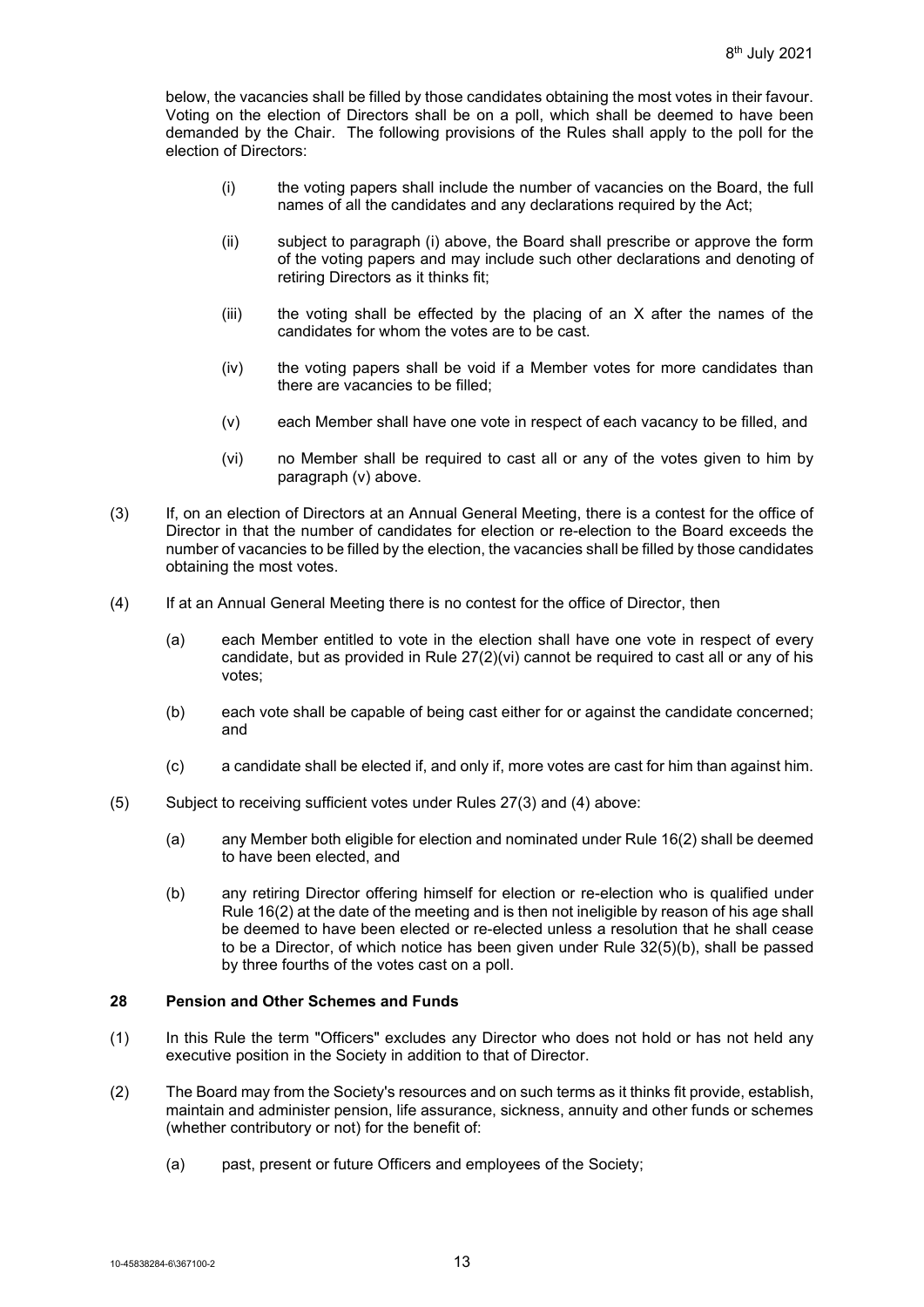below, the vacancies shall be filled by those candidates obtaining the most votes in their favour. Voting on the election of Directors shall be on a poll, which shall be deemed to have been demanded by the Chair. The following provisions of the Rules shall apply to the poll for the election of Directors:

(i) the voting papers shall include the number of vacancies on the Board, the full names of all the candidates and any declarations required by the Act;

(ii) subject to paragraph (i) above, the Board shall prescribe or approve the form of the voting papers and may include such other declarations and denoting of retiring Directors as it thinks fit;

(iii) the voting shall be effected by the placing of an X after the names of the candidates for whom the votes are to be cast.

(iv) the voting papers shall be void if a Member votes for more candidates than there are vacancies to be filled;

(v) each Member shall have one vote in respect of each vacancy to be filled, and

(vi) no Member shall be required to cast all or any of the votes given to him by paragraph (v) above.

(3) If, on an election of Directors at an Annual General Meeting, there is a contest for the office of Director in that the number of candidates for election or re-election to the Board exceeds the number of vacancies to be filled by the election, the vacancies shall be filled by those candidates obtaining the most votes.

(4) If at an Annual General Meeting there is no contest for the office of Director, then

(a) each Member entitled to vote in the election shall have one vote in respect of every candidate, but as provided in Rule 27(2)(vi) cannot be required to cast all or any of his votes;

(b) each vote shall be capable of being cast either for or against the candidate concerned; and

(c) a candidate shall be elected if, and only if, more votes are cast for him than against him.

(5) Subject to receiving sufficient votes under Rules 27(3) and (4) above:

(a) any Member both eligible for election and nominated under Rule 16(2) shall be deemed to have been elected, and

(b) any retiring Director offering himself for election or re-election who is qualified under Rule 16(2) at the date of the meeting and is then not ineligible by reason of his age shall be deemed to have been elected or re-elected unless a resolution that he shall cease to be a Director, of which notice has been given under Rule 32(5)(b), shall be passed by three fourths of the votes cast on a poll.

## 28 Pension and Other Schemes and Funds

(1) In this Rule the term "Officers" excludes any Director who does not hold or has not held any executive position in the Society in addition to that of Director.

(2) The Board may from the Society's resources and on such terms as it thinks fit provide, establish, maintain and administer pension, life assurance, sickness, annuity and other funds or schemes (whether contributory or not) for the benefit of:

(a) past, present or future Officers and employees of the Society;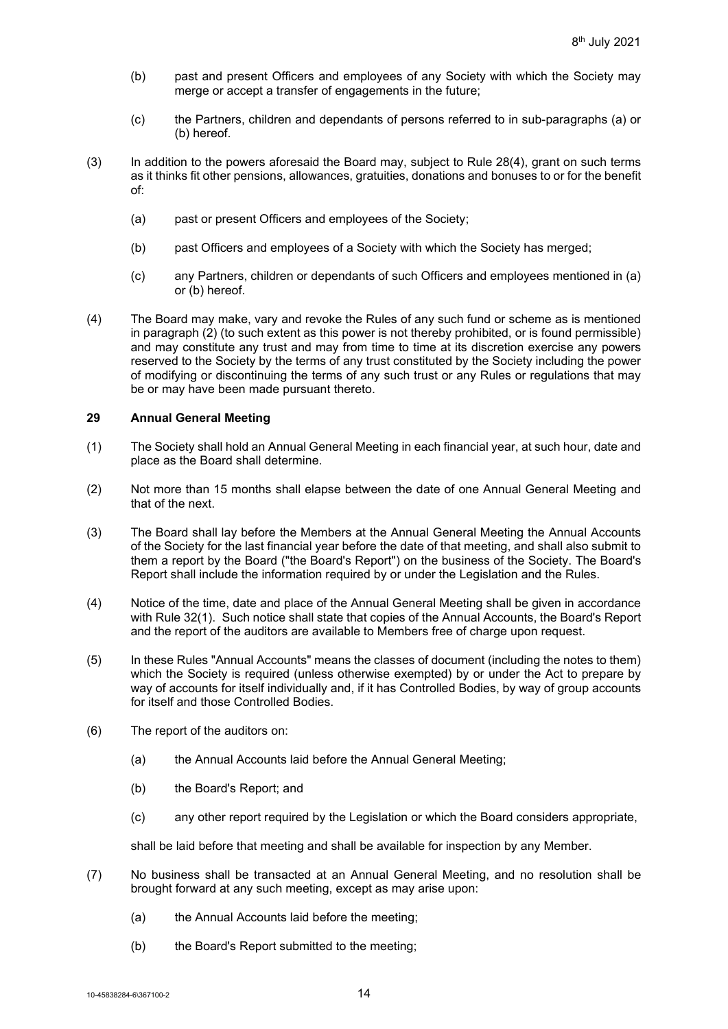(b) past and present Officers and employees of any Society with which the Society may merge or accept a transfer of engagements in the future;

(c) the Partners, children and dependants of persons referred to in sub-paragraphs (a) or (b) hereof.

(3) In addition to the powers aforesaid the Board may, subject to Rule 28(4), grant on such terms as it thinks fit other pensions, allowances, gratuities, donations and bonuses to or for the benefit of:

(a) past or present Officers and employees of the Society;

(b) past Officers and employees of a Society with which the Society has merged;

(c) any Partners, children or dependants of such Officers and employees mentioned in (a) or (b) hereof.

(4) The Board may make, vary and revoke the Rules of any such fund or scheme as is mentioned in paragraph (2) (to such extent as this power is not thereby prohibited, or is found permissible) and may constitute any trust and may from time to time at its discretion exercise any powers reserved to the Society by the terms of any trust constituted by the Society including the power of modifying or discontinuing the terms of any such trust or any Rules or regulations that may be or may have been made pursuant thereto.

**29 Annual General Meeting**

(1) The Society shall hold an Annual General Meeting in each financial year, at such hour, date and place as the Board shall determine.

(2) Not more than 15 months shall elapse between the date of one Annual General Meeting and that of the next.

(3) The Board shall lay before the Members at the Annual General Meeting the Annual Accounts of the Society for the last financial year before the date of that meeting, and shall also submit to them a report by the Board ("the Board's Report") on the business of the Society. The Board's Report shall include the information required by or under the Legislation and the Rules.

(4) Notice of the time, date and place of the Annual General Meeting shall be given in accordance with Rule 32(1). Such notice shall state that copies of the Annual Accounts, the Board's Report and the report of the auditors are available to Members free of charge upon request.

(5) In these Rules "Annual Accounts" means the classes of document (including the notes to them) which the Society is required (unless otherwise exempted) by or under the Act to prepare by way of accounts for itself individually and, if it has Controlled Bodies, by way of group accounts for itself and those Controlled Bodies.

(6) The report of the auditors on:

(a) the Annual Accounts laid before the Annual General Meeting;

(b) the Board's Report; and

(c) any other report required by the Legislation or which the Board considers appropriate,

shall be laid before that meeting and shall be available for inspection by any Member.

(7) No business shall be transacted at an Annual General Meeting, and no resolution shall be brought forward at any such meeting, except as may arise upon:

(a) the Annual Accounts laid before the meeting;

(b) the Board's Report submitted to the meeting;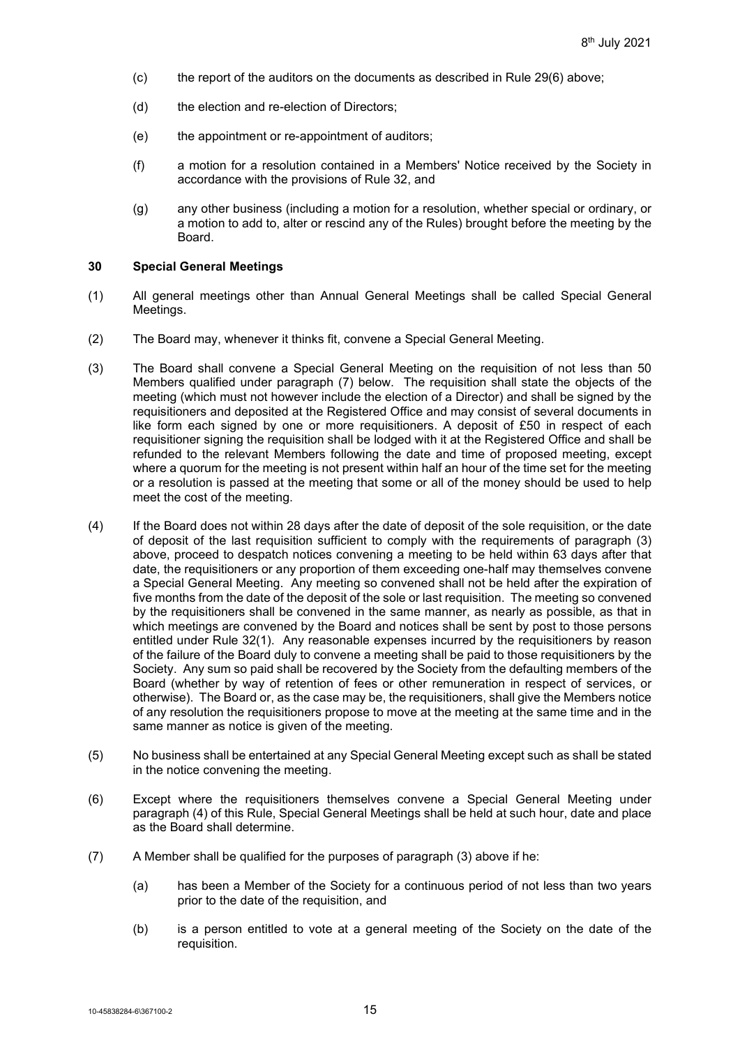(c) the report of the auditors on the documents as described in Rule 29(6) above;

(d) the election and re-election of Directors;

(e) the appointment or re-appointment of auditors;

(f) a motion for a resolution contained in a Members' Notice received by the Society in accordance with the provisions of Rule 32, and

(g) any other business (including a motion for a resolution, whether special or ordinary, or a motion to add to, alter or rescind any of the Rules) brought before the meeting by the Board.

## 30 Special General Meetings

(1) All general meetings other than Annual General Meetings shall be called Special General Meetings.

(2) The Board may, whenever it thinks fit, convene a Special General Meeting.

(3) The Board shall convene a Special General Meeting on the requisition of not less than 50 Members qualified under paragraph (7) below. The requisition shall state the objects of the meeting (which must not however include the election of a Director) and shall be signed by the requisitioners and deposited at the Registered Office and may consist of several documents in like form each signed by one or more requisitioners. A deposit of £50 in respect of each requisitioner signing the requisition shall be lodged with it at the Registered Office and shall be refunded to the relevant Members following the date and time of proposed meeting, except where a quorum for the meeting is not present within half an hour of the time set for the meeting or a resolution is passed at the meeting that some or all of the money should be used to help meet the cost of the meeting.

(4) If the Board does not within 28 days after the date of deposit of the sole requisition, or the date of deposit of the last requisition sufficient to comply with the requirements of paragraph (3) above, proceed to despatch notices convening a meeting to be held within 63 days after that date, the requisitioners or any proportion of them exceeding one-half may themselves convene a Special General Meeting. Any meeting so convened shall not be held after the expiration of five months from the date of the deposit of the sole or last requisition. The meeting so convened by the requisitioners shall be convened in the same manner, as nearly as possible, as that in which meetings are convened by the Board and notices shall be sent by post to those persons entitled under Rule 32(1). Any reasonable expenses incurred by the requisitioners by reason of the failure of the Board duly to convene a meeting shall be paid to those requisitioners by the Society. Any sum so paid shall be recovered by the Society from the defaulting members of the Board (whether by way of retention of fees or other remuneration in respect of services, or otherwise). The Board or, as the case may be, the requisitioners, shall give the Members notice of any resolution the requisitioners propose to move at the meeting at the same time and in the same manner as notice is given of the meeting.

(5) No business shall be entertained at any Special General Meeting except such as shall be stated in the notice convening the meeting.

(6) Except where the requisitioners themselves convene a Special General Meeting under paragraph (4) of this Rule, Special General Meetings shall be held at such hour, date and place as the Board shall determine.

(7) A Member shall be qualified for the purposes of paragraph (3) above if he:

(a) has been a Member of the Society for a continuous period of not less than two years prior to the date of the requisition, and

(b) is a person entitled to vote at a general meeting of the Society on the date of the requisition.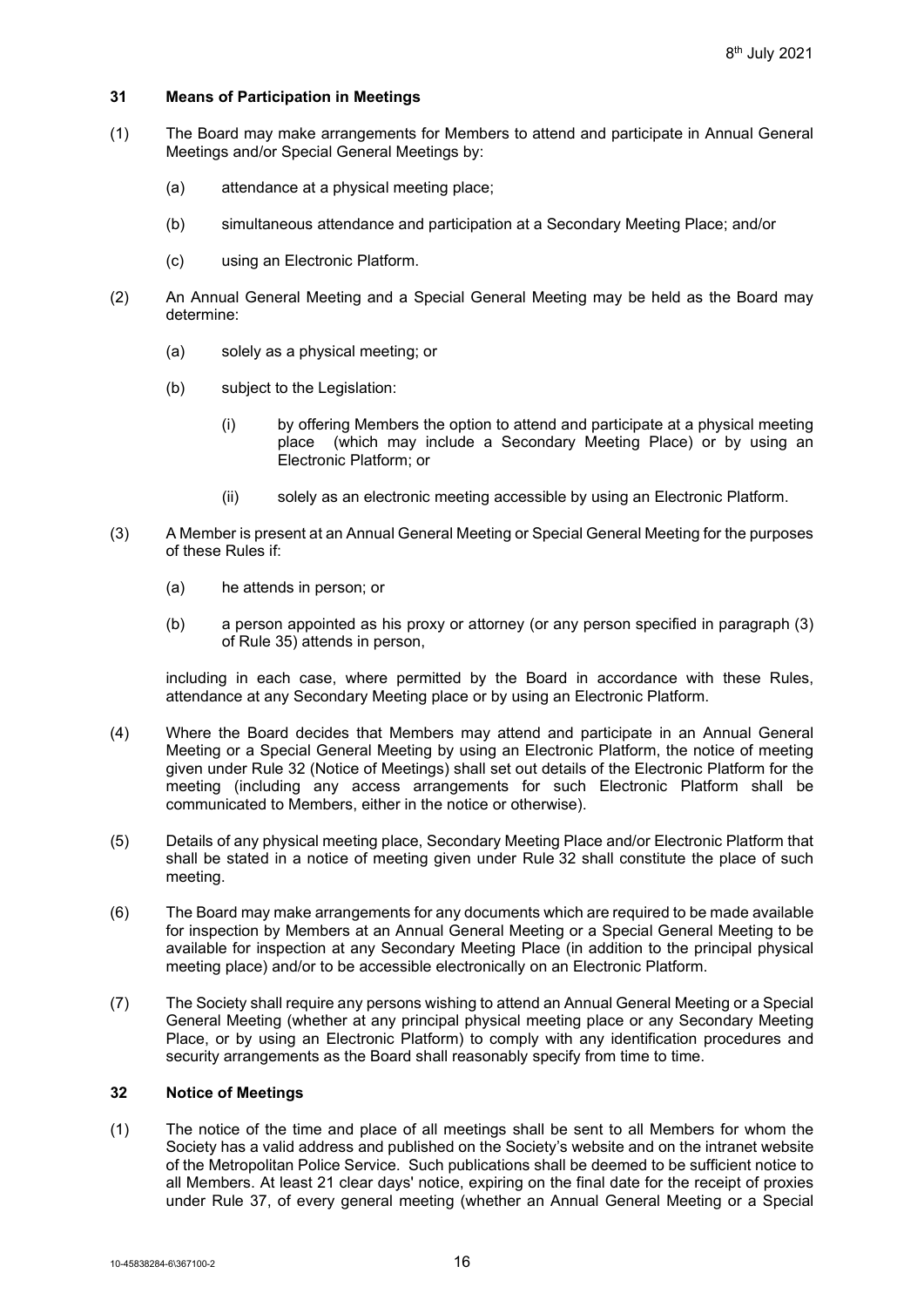### 31 Means of Participation in Meetings

(1) The Board may make arrangements for Members to attend and participate in Annual General Meetings and/or Special General Meetings by:

(a) attendance at a physical meeting place;

(b) simultaneous attendance and participation at a Secondary Meeting Place; and/or

(c) using an Electronic Platform.

(2) An Annual General Meeting and a Special General Meeting may be held as the Board may determine:

(a) solely as a physical meeting; or

(b) subject to the Legislation:

(i) by offering Members the option to attend and participate at a physical meeting place (which may include a Secondary Meeting Place) or by using an Electronic Platform; or

(ii) solely as an electronic meeting accessible by using an Electronic Platform.

(3) A Member is present at an Annual General Meeting or Special General Meeting for the purposes of these Rules if:

(a) he attends in person; or

(b) a person appointed as his proxy or attorney (or any person specified in paragraph (3) of Rule 35) attends in person,

including in each case, where permitted by the Board in accordance with these Rules, attendance at any Secondary Meeting place or by using an Electronic Platform.

(4) Where the Board decides that Members may attend and participate in an Annual General Meeting or a Special General Meeting by using an Electronic Platform, the notice of meeting given under Rule 32 (Notice of Meetings) shall set out details of the Electronic Platform for the meeting (including any access arrangements for such Electronic Platform shall be communicated to Members, either in the notice or otherwise).

(5) Details of any physical meeting place, Secondary Meeting Place and/or Electronic Platform that shall be stated in a notice of meeting given under Rule 32 shall constitute the place of such meeting.

(6) The Board may make arrangements for any documents which are required to be made available for inspection by Members at an Annual General Meeting or a Special General Meeting to be available for inspection at any Secondary Meeting Place (in addition to the principal physical meeting place) and/or to be accessible electronically on an Electronic Platform.

(7) The Society shall require any persons wishing to attend an Annual General Meeting or a Special General Meeting (whether at any principal physical meeting place or any Secondary Meeting Place, or by using an Electronic Platform) to comply with any identification procedures and security arrangements as the Board shall reasonably specify from time to time.

### 32 Notice of Meetings

(1) The notice of the time and place of all meetings shall be sent to all Members for whom the Society has a valid address and published on the Society's website and on the intranet website of the Metropolitan Police Service. Such publications shall be deemed to be sufficient notice to all Members. At least 21 clear days' notice, expiring on the final date for the receipt of proxies under Rule 37, of every general meeting (whether an Annual General Meeting or a Special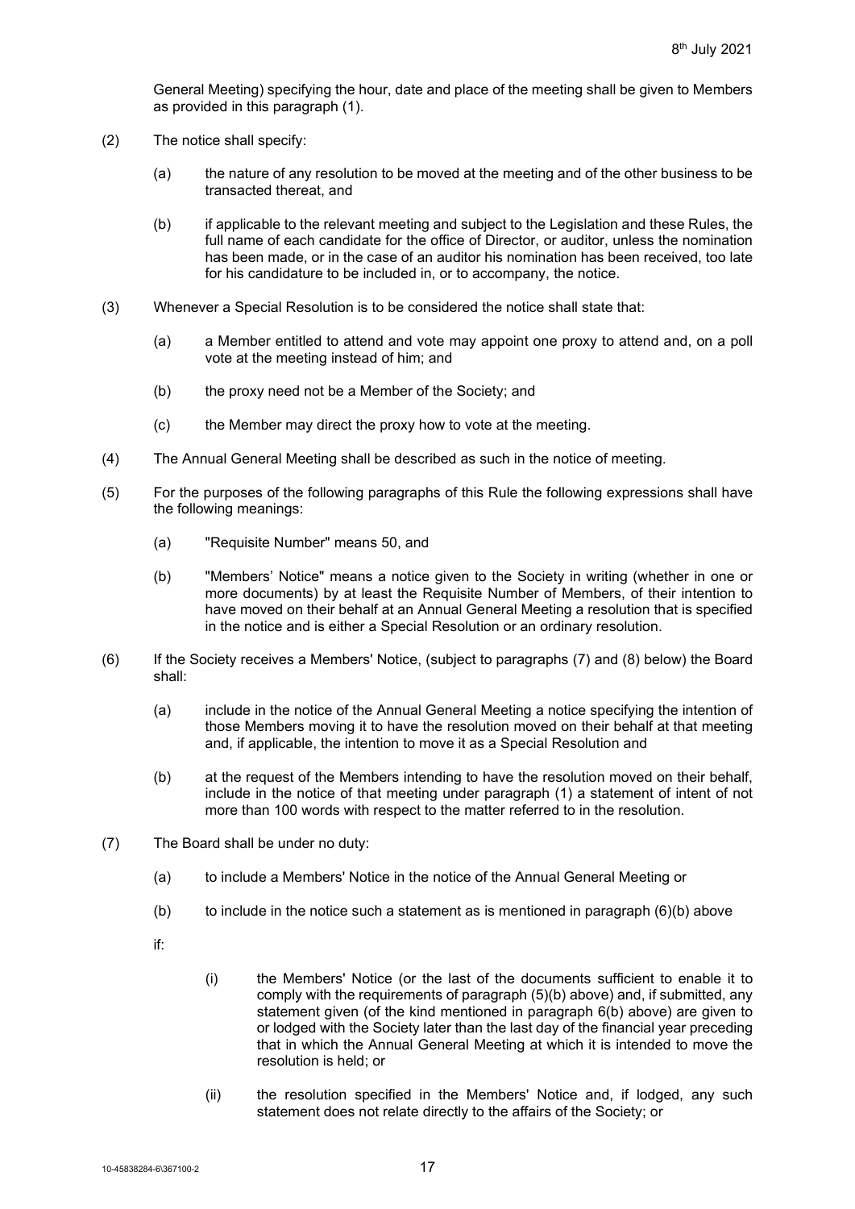General Meeting) specifying the hour, date and place of the meeting shall be given to Members as provided in this paragraph (1).

(2) The notice shall specify:

(a) the nature of any resolution to be moved at the meeting and of the other business to be transacted thereat, and

(b) if applicable to the relevant meeting and subject to the Legislation and these Rules, the full name of each candidate for the office of Director, or auditor, unless the nomination has been made, or in the case of an auditor his nomination has been received, too late for his candidature to be included in, or to accompany, the notice.

(3) Whenever a Special Resolution is to be considered the notice shall state that:

(a) a Member entitled to attend and vote may appoint one proxy to attend and, on a poll vote at the meeting instead of him; and

(b) the proxy need not be a Member of the Society; and

(c) the Member may direct the proxy how to vote at the meeting.

(4) The Annual General Meeting shall be described as such in the notice of meeting.

(5) For the purposes of the following paragraphs of this Rule the following expressions shall have the following meanings:

(a) "Requisite Number" means 50, and

(b) "Members' Notice" means a notice given to the Society in writing (whether in one or more documents) by at least the Requisite Number of Members, of their intention to have moved on their behalf at an Annual General Meeting a resolution that is specified in the notice and is either a Special Resolution or an ordinary resolution.

(6) If the Society receives a Members' Notice, (subject to paragraphs (7) and (8) below) the Board shall:

(a) include in the notice of the Annual General Meeting a notice specifying the intention of those Members moving it to have the resolution moved on their behalf at that meeting and, if applicable, the intention to move it as a Special Resolution and

(b) at the request of the Members intending to have the resolution moved on their behalf, include in the notice of that meeting under paragraph (1) a statement of intent of not more than 100 words with respect to the matter referred to in the resolution.

(7) The Board shall be under no duty:

(a) to include a Members' Notice in the notice of the Annual General Meeting or

(b) to include in the notice such a statement as is mentioned in paragraph (6)(b) above

if:

(i) the Members' Notice (or the last of the documents sufficient to enable it to comply with the requirements of paragraph (5)(b) above) and, if submitted, any statement given (of the kind mentioned in paragraph 6(b) above) are given to or lodged with the Society later than the last day of the financial year preceding that in which the Annual General Meeting at which it is intended to move the resolution is held; or

(ii) the resolution specified in the Members' Notice and, if lodged, any such statement does not relate directly to the affairs of the Society; or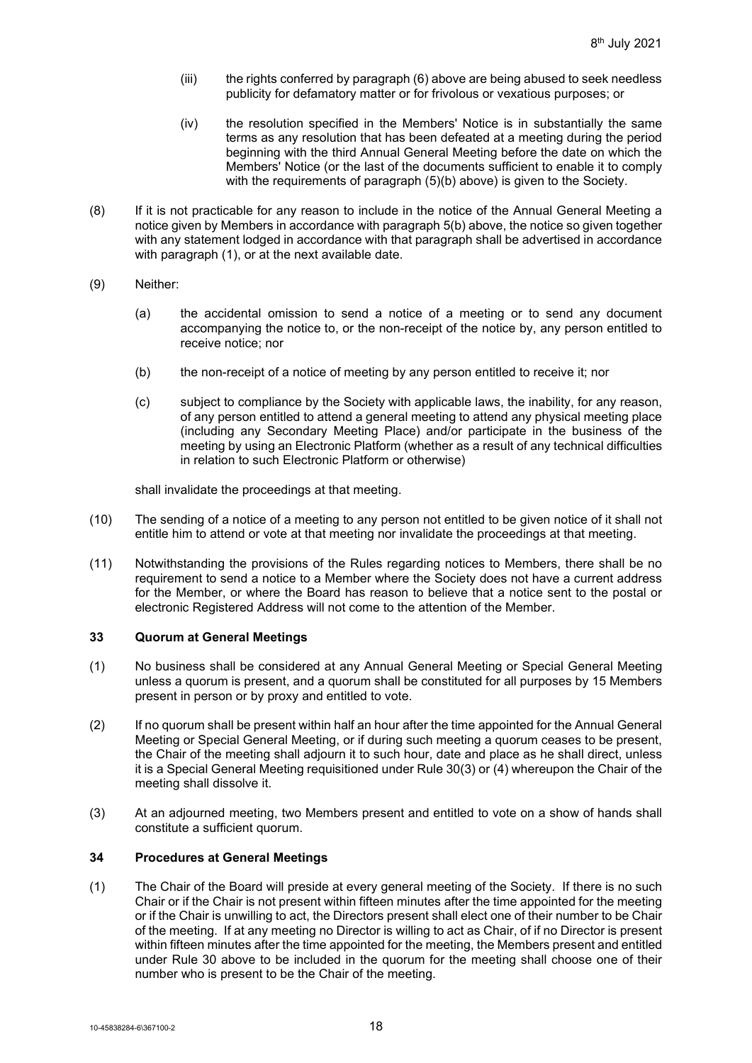(iii) the rights conferred by paragraph (6) above are being abused to seek needless publicity for defamatory matter or for frivolous or vexatious purposes; or

(iv) the resolution specified in the Members' Notice is in substantially the same terms as any resolution that has been defeated at a meeting during the period beginning with the third Annual General Meeting before the date on which the Members' Notice (or the last of the documents sufficient to enable it to comply with the requirements of paragraph (5)(b) above) is given to the Society.

(8) If it is not practicable for any reason to include in the notice of the Annual General Meeting a notice given by Members in accordance with paragraph 5(b) above, the notice so given together with any statement lodged in accordance with that paragraph shall be advertised in accordance with paragraph (1), or at the next available date.

(9) Neither:

(a) the accidental omission to send a notice of a meeting or to send any document accompanying the notice to, or the non-receipt of the notice by, any person entitled to receive notice; nor

(b) the non-receipt of a notice of meeting by any person entitled to receive it; nor

(c) subject to compliance by the Society with applicable laws, the inability, for any reason, of any person entitled to attend a general meeting to attend any physical meeting place (including any Secondary Meeting Place) and/or participate in the business of the meeting by using an Electronic Platform (whether as a result of any technical difficulties in relation to such Electronic Platform or otherwise)

shall invalidate the proceedings at that meeting.

(10) The sending of a notice of a meeting to any person not entitled to be given notice of it shall not entitle him to attend or vote at that meeting nor invalidate the proceedings at that meeting.

(11) Notwithstanding the provisions of the Rules regarding notices to Members, there shall be no requirement to send a notice to a Member where the Society does not have a current address for the Member, or where the Board has reason to believe that a notice sent to the postal or electronic Registered Address will not come to the attention of the Member.

## 33 Quorum at General Meetings

(1) No business shall be considered at any Annual General Meeting or Special General Meeting unless a quorum is present, and a quorum shall be constituted for all purposes by 15 Members present in person or by proxy and entitled to vote.

(2) If no quorum shall be present within half an hour after the time appointed for the Annual General Meeting or Special General Meeting, or if during such meeting a quorum ceases to be present, the Chair of the meeting shall adjourn it to such hour, date and place as he shall direct, unless it is a Special General Meeting requisitioned under Rule 30(3) or (4) whereupon the Chair of the meeting shall dissolve it.

(3) At an adjourned meeting, two Members present and entitled to vote on a show of hands shall constitute a sufficient quorum.

## 34 Procedures at General Meetings

(1) The Chair of the Board will preside at every general meeting of the Society. If there is no such Chair or if the Chair is not present within fifteen minutes after the time appointed for the meeting or if the Chair is unwilling to act, the Directors present shall elect one of their number to be Chair of the meeting. If at any meeting no Director is willing to act as Chair, of if no Director is present within fifteen minutes after the time appointed for the meeting, the Members present and entitled under Rule 30 above to be included in the quorum for the meeting shall choose one of their number who is present to be the Chair of the meeting.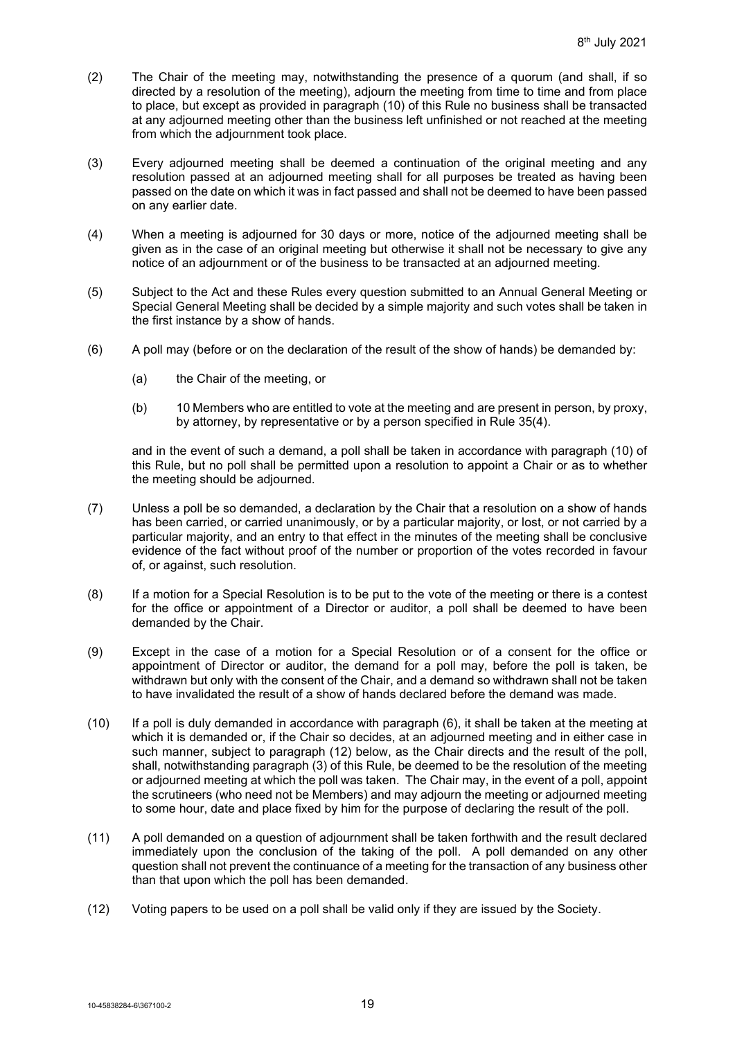(2) The Chair of the meeting may, notwithstanding the presence of a quorum (and shall, if so directed by a resolution of the meeting), adjourn the meeting from time to time and from place to place, but except as provided in paragraph (10) of this Rule no business shall be transacted at any adjourned meeting other than the business left unfinished or not reached at the meeting from which the adjournment took place.

(3) Every adjourned meeting shall be deemed a continuation of the original meeting and any resolution passed at an adjourned meeting shall for all purposes be treated as having been passed on the date on which it was in fact passed and shall not be deemed to have been passed on any earlier date.

(4) When a meeting is adjourned for 30 days or more, notice of the adjourned meeting shall be given as in the case of an original meeting but otherwise it shall not be necessary to give any notice of an adjournment or of the business to be transacted at an adjourned meeting.

(5) Subject to the Act and these Rules every question submitted to an Annual General Meeting or Special General Meeting shall be decided by a simple majority and such votes shall be taken in the first instance by a show of hands.

(6) A poll may (before or on the declaration of the result of the show of hands) be demanded by:

(a) the Chair of the meeting, or

(b) 10 Members who are entitled to vote at the meeting and are present in person, by proxy, by attorney, by representative or by a person specified in Rule 35(4).

and in the event of such a demand, a poll shall be taken in accordance with paragraph (10) of this Rule, but no poll shall be permitted upon a resolution to appoint a Chair or as to whether the meeting should be adjourned.

(7) Unless a poll be so demanded, a declaration by the Chair that a resolution on a show of hands has been carried, or carried unanimously, or by a particular majority, or lost, or not carried by a particular majority, and an entry to that effect in the minutes of the meeting shall be conclusive evidence of the fact without proof of the number or proportion of the votes recorded in favour of, or against, such resolution.

(8) If a motion for a Special Resolution is to be put to the vote of the meeting or there is a contest for the office or appointment of a Director or auditor, a poll shall be deemed to have been demanded by the Chair.

(9) Except in the case of a motion for a Special Resolution or of a consent for the office or appointment of Director or auditor, the demand for a poll may, before the poll is taken, be withdrawn but only with the consent of the Chair, and a demand so withdrawn shall not be taken to have invalidated the result of a show of hands declared before the demand was made.

(10) If a poll is duly demanded in accordance with paragraph (6), it shall be taken at the meeting at which it is demanded or, if the Chair so decides, at an adjourned meeting and in either case in such manner, subject to paragraph (12) below, as the Chair directs and the result of the poll, shall, notwithstanding paragraph (3) of this Rule, be deemed to be the resolution of the meeting or adjourned meeting at which the poll was taken. The Chair may, in the event of a poll, appoint the scrutineers (who need not be Members) and may adjourn the meeting or adjourned meeting to some hour, date and place fixed by him for the purpose of declaring the result of the poll.

(11) A poll demanded on a question of adjournment shall be taken forthwith and the result declared immediately upon the conclusion of the taking of the poll. A poll demanded on any other question shall not prevent the continuance of a meeting for the transaction of any business other than that upon which the poll has been demanded.

(12) Voting papers to be used on a poll shall be valid only if they are issued by the Society.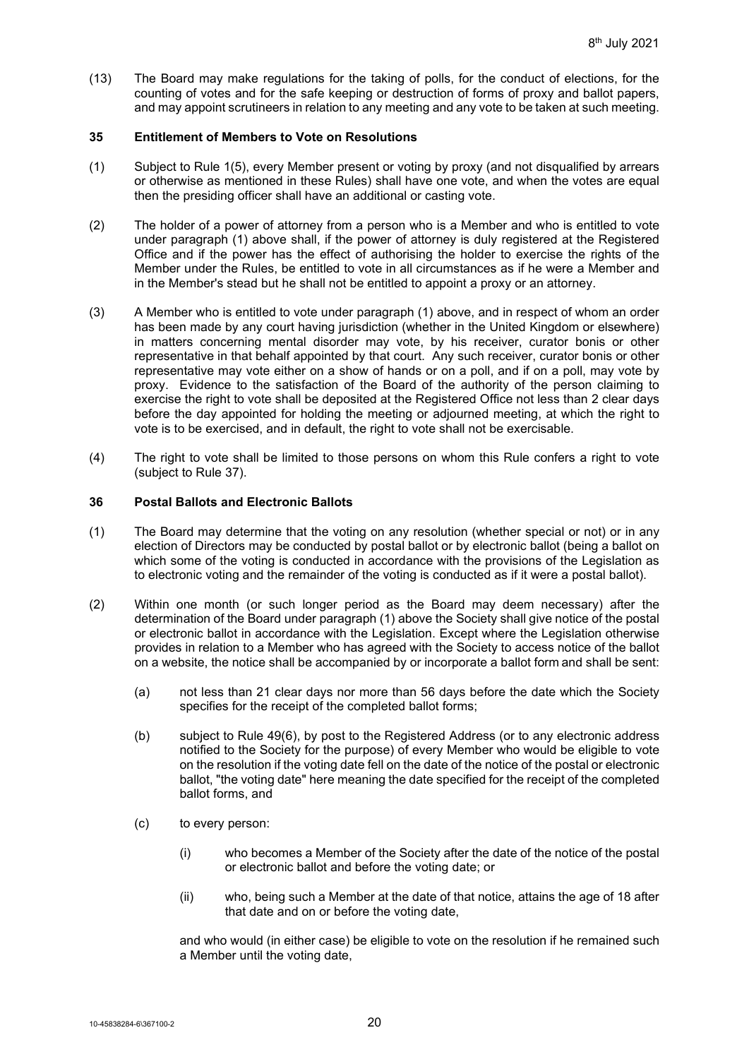(13) The Board may make regulations for the taking of polls, for the conduct of elections, for the counting of votes and for the safe keeping or destruction of forms of proxy and ballot papers, and may appoint scrutineers in relation to any meeting and any vote to be taken at such meeting.

### 35 Entitlement of Members to Vote on Resolutions

(1) Subject to Rule 1(5), every Member present or voting by proxy (and not disqualified by arrears or otherwise as mentioned in these Rules) shall have one vote, and when the votes are equal then the presiding officer shall have an additional or casting vote.

(2) The holder of a power of attorney from a person who is a Member and who is entitled to vote under paragraph (1) above shall, if the power of attorney is duly registered at the Registered Office and if the power has the effect of authorising the holder to exercise the rights of the Member under the Rules, be entitled to vote in all circumstances as if he were a Member and in the Member's stead but he shall not be entitled to appoint a proxy or an attorney.

(3) A Member who is entitled to vote under paragraph (1) above, and in respect of whom an order has been made by any court having jurisdiction (whether in the United Kingdom or elsewhere) in matters concerning mental disorder may vote, by his receiver, curator bonis or other representative in that behalf appointed by that court. Any such receiver, curator bonis or other representative may vote either on a show of hands or on a poll, and if on a poll, may vote by proxy. Evidence to the satisfaction of the Board of the authority of the person claiming to exercise the right to vote shall be deposited at the Registered Office not less than 2 clear days before the day appointed for holding the meeting or adjourned meeting, at which the right to vote is to be exercised, and in default, the right to vote shall not be exercisable.

(4) The right to vote shall be limited to those persons on whom this Rule confers a right to vote (subject to Rule 37).

### 36 Postal Ballots and Electronic Ballots

(1) The Board may determine that the voting on any resolution (whether special or not) or in any election of Directors may be conducted by postal ballot or by electronic ballot (being a ballot on which some of the voting is conducted in accordance with the provisions of the Legislation as to electronic voting and the remainder of the voting is conducted as if it were a postal ballot).

(2) Within one month (or such longer period as the Board may deem necessary) after the determination of the Board under paragraph (1) above the Society shall give notice of the postal or electronic ballot in accordance with the Legislation. Except where the Legislation otherwise provides in relation to a Member who has agreed with the Society to access notice of the ballot on a website, the notice shall be accompanied by or incorporate a ballot form and shall be sent:

   (a) not less than 21 clear days nor more than 56 days before the date which the Society specifies for the receipt of the completed ballot forms;

   (b) subject to Rule 49(6), by post to the Registered Address (or to any electronic address notified to the Society for the purpose) of every Member who would be eligible to vote on the resolution if the voting date fell on the date of the notice of the postal or electronic ballot, "the voting date" here meaning the date specified for the receipt of the completed ballot forms, and

   (c) to every person:

      (i) who becomes a Member of the Society after the date of the notice of the postal or electronic ballot and before the voting date; or

      (ii) who, being such a Member at the date of that notice, attains the age of 18 after that date and on or before the voting date,

   and who would (in either case) be eligible to vote on the resolution if he remained such a Member until the voting date,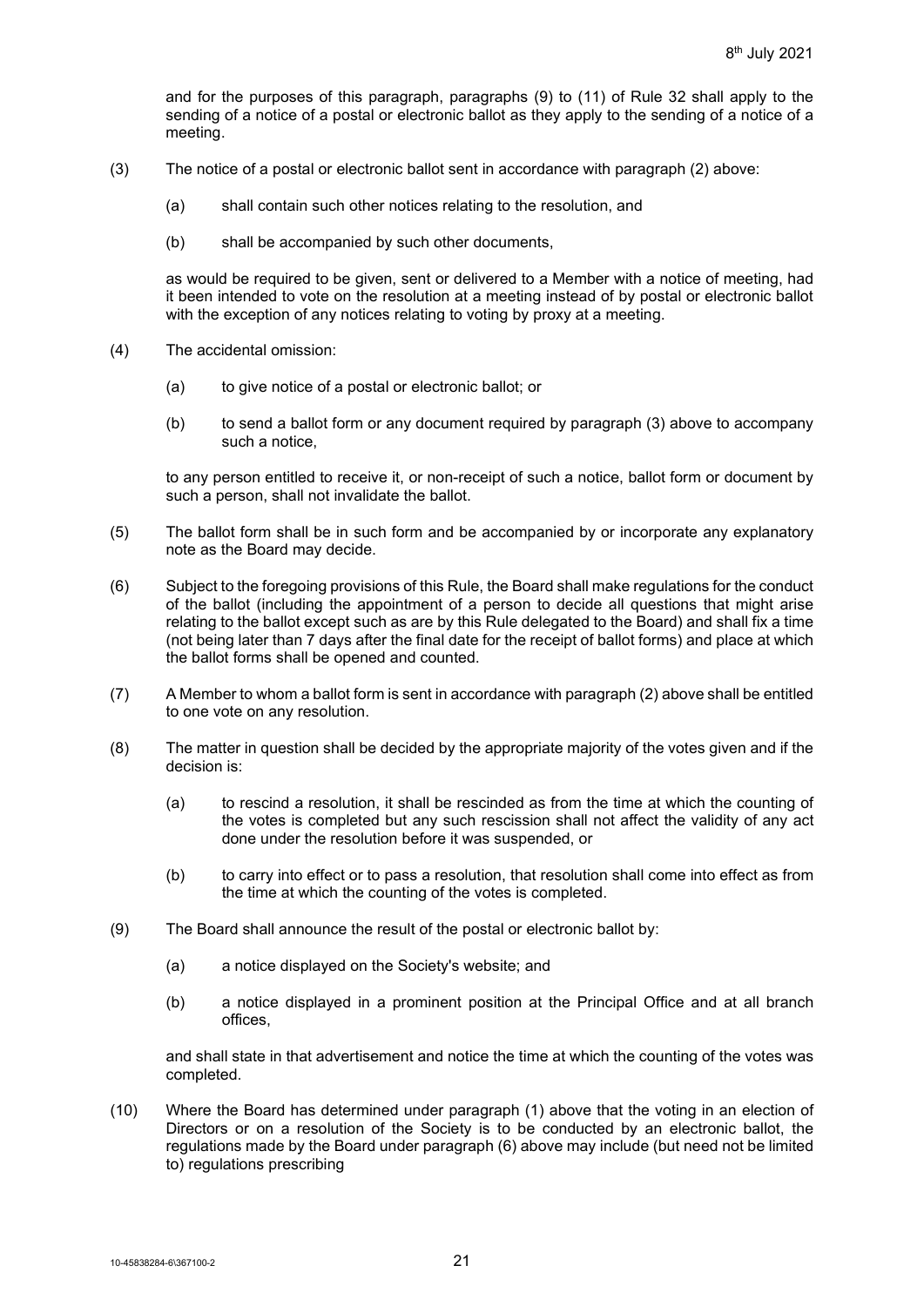and for the purposes of this paragraph, paragraphs (9) to (11) of Rule 32 shall apply to the sending of a notice of a postal or electronic ballot as they apply to the sending of a notice of a meeting.

(3) The notice of a postal or electronic ballot sent in accordance with paragraph (2) above:

  (a) shall contain such other notices relating to the resolution, and

  (b) shall be accompanied by such other documents,

as would be required to be given, sent or delivered to a Member with a notice of meeting, had it been intended to vote on the resolution at a meeting instead of by postal or electronic ballot with the exception of any notices relating to voting by proxy at a meeting.

(4) The accidental omission:

  (a) to give notice of a postal or electronic ballot; or

  (b) to send a ballot form or any document required by paragraph (3) above to accompany such a notice,

to any person entitled to receive it, or non-receipt of such a notice, ballot form or document by such a person, shall not invalidate the ballot.

(5) The ballot form shall be in such form and be accompanied by or incorporate any explanatory note as the Board may decide.

(6) Subject to the foregoing provisions of this Rule, the Board shall make regulations for the conduct of the ballot (including the appointment of a person to decide all questions that might arise relating to the ballot except such as are by this Rule delegated to the Board) and shall fix a time (not being later than 7 days after the final date for the receipt of ballot forms) and place at which the ballot forms shall be opened and counted.

(7) A Member to whom a ballot form is sent in accordance with paragraph (2) above shall be entitled to one vote on any resolution.

(8) The matter in question shall be decided by the appropriate majority of the votes given and if the decision is:

  (a) to rescind a resolution, it shall be rescinded as from the time at which the counting of the votes is completed but any such rescission shall not affect the validity of any act done under the resolution before it was suspended, or

  (b) to carry into effect or to pass a resolution, that resolution shall come into effect as from the time at which the counting of the votes is completed.

(9) The Board shall announce the result of the postal or electronic ballot by:

  (a) a notice displayed on the Society's website; and

  (b) a notice displayed in a prominent position at the Principal Office and at all branch offices,

and shall state in that advertisement and notice the time at which the counting of the votes was completed.

(10) Where the Board has determined under paragraph (1) above that the voting in an election of Directors or on a resolution of the Society is to be conducted by an electronic ballot, the regulations made by the Board under paragraph (6) above may include (but need not be limited to) regulations prescribing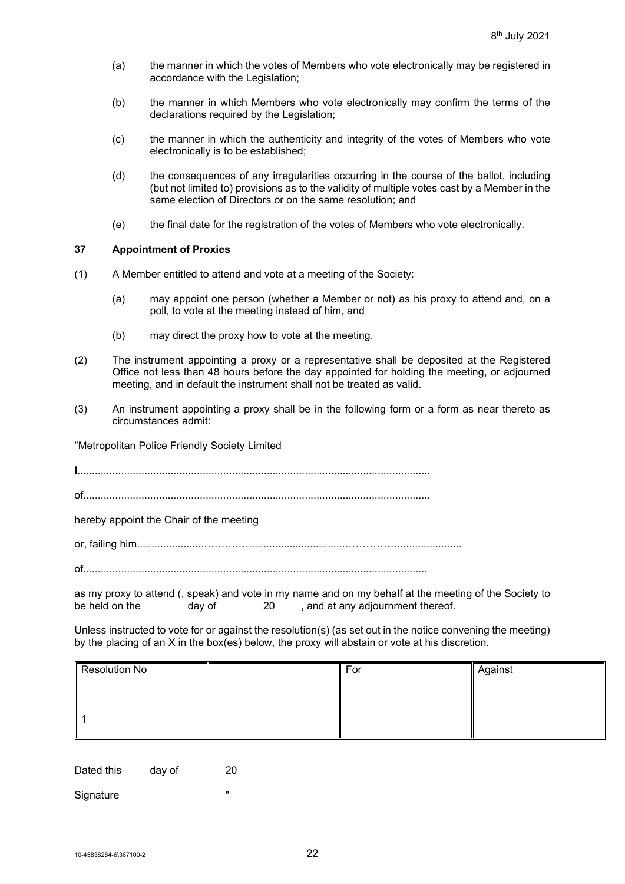(a) the manner in which the votes of Members who vote electronically may be registered in accordance with the Legislation;

(b) the manner in which Members who vote electronically may confirm the terms of the declarations required by the Legislation;

(c) the manner in which the authenticity and integrity of the votes of Members who vote electronically is to be established;

(d) the consequences of any irregularities occurring in the course of the ballot, including (but not limited to) provisions as to the validity of multiple votes cast by a Member in the same election of Directors or on the same resolution; and

(e) the final date for the registration of the votes of Members who vote electronically.

**37 Appointment of Proxies**

(1) A Member entitled to attend and vote at a meeting of the Society:

(a) may appoint one person (whether a Member or not) as his proxy to attend and, on a poll, to vote at the meeting instead of him, and

(b) may direct the proxy how to vote at the meeting.

(2) The instrument appointing a proxy or a representative shall be deposited at the Registered Office not less than 48 hours before the day appointed for holding the meeting, or adjourned meeting, and in default the instrument shall not be treated as valid.

(3) An instrument appointing a proxy shall be in the following form or a form as near thereto as circumstances admit:

"Metropolitan Police Friendly Society Limited

I.......................................................................................................................

of.....................................................................................................................

hereby appoint the Chair of the meeting

or, failing him........................……….....................................……….....................

of....................................................................................................................

as my proxy to attend (, speak) and vote in my name and on my behalf at the meeting of the Society to be held on the day of 20 , and at any adjournment thereof.

Unless instructed to vote for or against the resolution(s) (as set out in the notice convening the meeting) by the placing of an X in the box(es) below, the proxy will abstain or vote at his discretion.

| Resolution No | | For | Against |
|---|---|---|---|
| 1 | | | |

Dated this day of 20

Signature "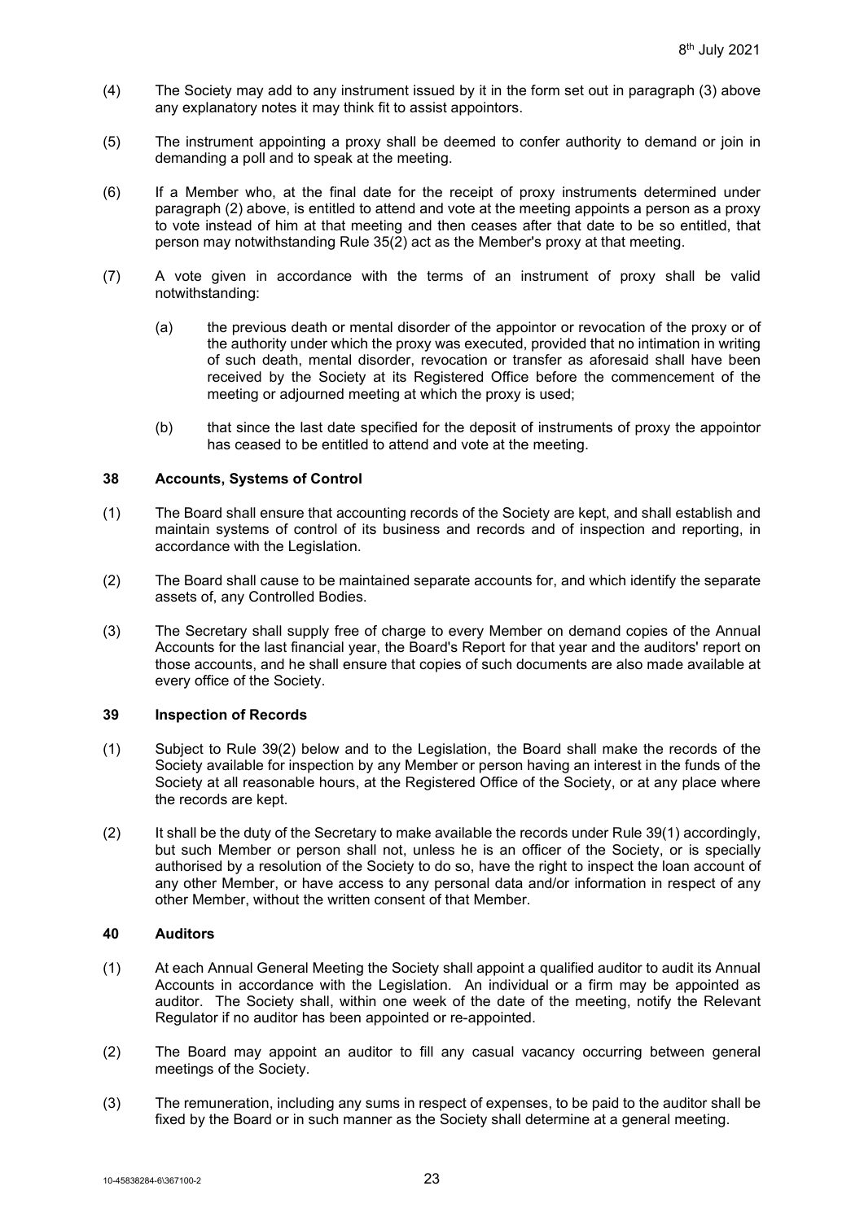(4) The Society may add to any instrument issued by it in the form set out in paragraph (3) above any explanatory notes it may think fit to assist appointors.

(5) The instrument appointing a proxy shall be deemed to confer authority to demand or join in demanding a poll and to speak at the meeting.

(6) If a Member who, at the final date for the receipt of proxy instruments determined under paragraph (2) above, is entitled to attend and vote at the meeting appoints a person as a proxy to vote instead of him at that meeting and then ceases after that date to be so entitled, that person may notwithstanding Rule 35(2) act as the Member's proxy at that meeting.

(7) A vote given in accordance with the terms of an instrument of proxy shall be valid notwithstanding:

(a) the previous death or mental disorder of the appointor or revocation of the proxy or of the authority under which the proxy was executed, provided that no intimation in writing of such death, mental disorder, revocation or transfer as aforesaid shall have been received by the Society at its Registered Office before the commencement of the meeting or adjourned meeting at which the proxy is used;

(b) that since the last date specified for the deposit of instruments of proxy the appointor has ceased to be entitled to attend and vote at the meeting.

### 38 Accounts, Systems of Control

(1) The Board shall ensure that accounting records of the Society are kept, and shall establish and maintain systems of control of its business and records and of inspection and reporting, in accordance with the Legislation.

(2) The Board shall cause to be maintained separate accounts for, and which identify the separate assets of, any Controlled Bodies.

(3) The Secretary shall supply free of charge to every Member on demand copies of the Annual Accounts for the last financial year, the Board's Report for that year and the auditors' report on those accounts, and he shall ensure that copies of such documents are also made available at every office of the Society.

### 39 Inspection of Records

(1) Subject to Rule 39(2) below and to the Legislation, the Board shall make the records of the Society available for inspection by any Member or person having an interest in the funds of the Society at all reasonable hours, at the Registered Office of the Society, or at any place where the records are kept.

(2) It shall be the duty of the Secretary to make available the records under Rule 39(1) accordingly, but such Member or person shall not, unless he is an officer of the Society, or is specially authorised by a resolution of the Society to do so, have the right to inspect the loan account of any other Member, or have access to any personal data and/or information in respect of any other Member, without the written consent of that Member.

### 40 Auditors

(1) At each Annual General Meeting the Society shall appoint a qualified auditor to audit its Annual Accounts in accordance with the Legislation. An individual or a firm may be appointed as auditor. The Society shall, within one week of the date of the meeting, notify the Relevant Regulator if no auditor has been appointed or re-appointed.

(2) The Board may appoint an auditor to fill any casual vacancy occurring between general meetings of the Society.

(3) The remuneration, including any sums in respect of expenses, to be paid to the auditor shall be fixed by the Board or in such manner as the Society shall determine at a general meeting.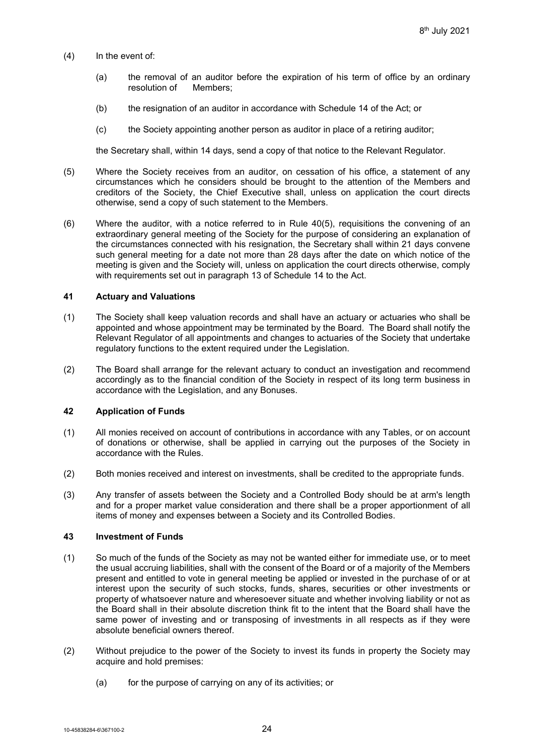(4) In the event of:

   (a) the removal of an auditor before the expiration of his term of office by an ordinary resolution of Members;

   (b) the resignation of an auditor in accordance with Schedule 14 of the Act; or

   (c) the Society appointing another person as auditor in place of a retiring auditor;

   the Secretary shall, within 14 days, send a copy of that notice to the Relevant Regulator.

(5) Where the Society receives from an auditor, on cessation of his office, a statement of any circumstances which he considers should be brought to the attention of the Members and creditors of the Society, the Chief Executive shall, unless on application the court directs otherwise, send a copy of such statement to the Members.

(6) Where the auditor, with a notice referred to in Rule 40(5), requisitions the convening of an extraordinary general meeting of the Society for the purpose of considering an explanation of the circumstances connected with his resignation, the Secretary shall within 21 days convene such general meeting for a date not more than 28 days after the date on which notice of the meeting is given and the Society will, unless on application the court directs otherwise, comply with requirements set out in paragraph 13 of Schedule 14 to the Act.

### 41 Actuary and Valuations

(1) The Society shall keep valuation records and shall have an actuary or actuaries who shall be appointed and whose appointment may be terminated by the Board. The Board shall notify the Relevant Regulator of all appointments and changes to actuaries of the Society that undertake regulatory functions to the extent required under the Legislation.

(2) The Board shall arrange for the relevant actuary to conduct an investigation and recommend accordingly as to the financial condition of the Society in respect of its long term business in accordance with the Legislation, and any Bonuses.

### 42 Application of Funds

(1) All monies received on account of contributions in accordance with any Tables, or on account of donations or otherwise, shall be applied in carrying out the purposes of the Society in accordance with the Rules.

(2) Both monies received and interest on investments, shall be credited to the appropriate funds.

(3) Any transfer of assets between the Society and a Controlled Body should be at arm's length and for a proper market value consideration and there shall be a proper apportionment of all items of money and expenses between a Society and its Controlled Bodies.

### 43 Investment of Funds

(1) So much of the funds of the Society as may not be wanted either for immediate use, or to meet the usual accruing liabilities, shall with the consent of the Board or of a majority of the Members present and entitled to vote in general meeting be applied or invested in the purchase of or at interest upon the security of such stocks, funds, shares, securities or other investments or property of whatsoever nature and wheresoever situate and whether involving liability or not as the Board shall in their absolute discretion think fit to the intent that the Board shall have the same power of investing and or transposing of investments in all respects as if they were absolute beneficial owners thereof.

(2) Without prejudice to the power of the Society to invest its funds in property the Society may acquire and hold premises:

   (a) for the purpose of carrying on any of its activities; or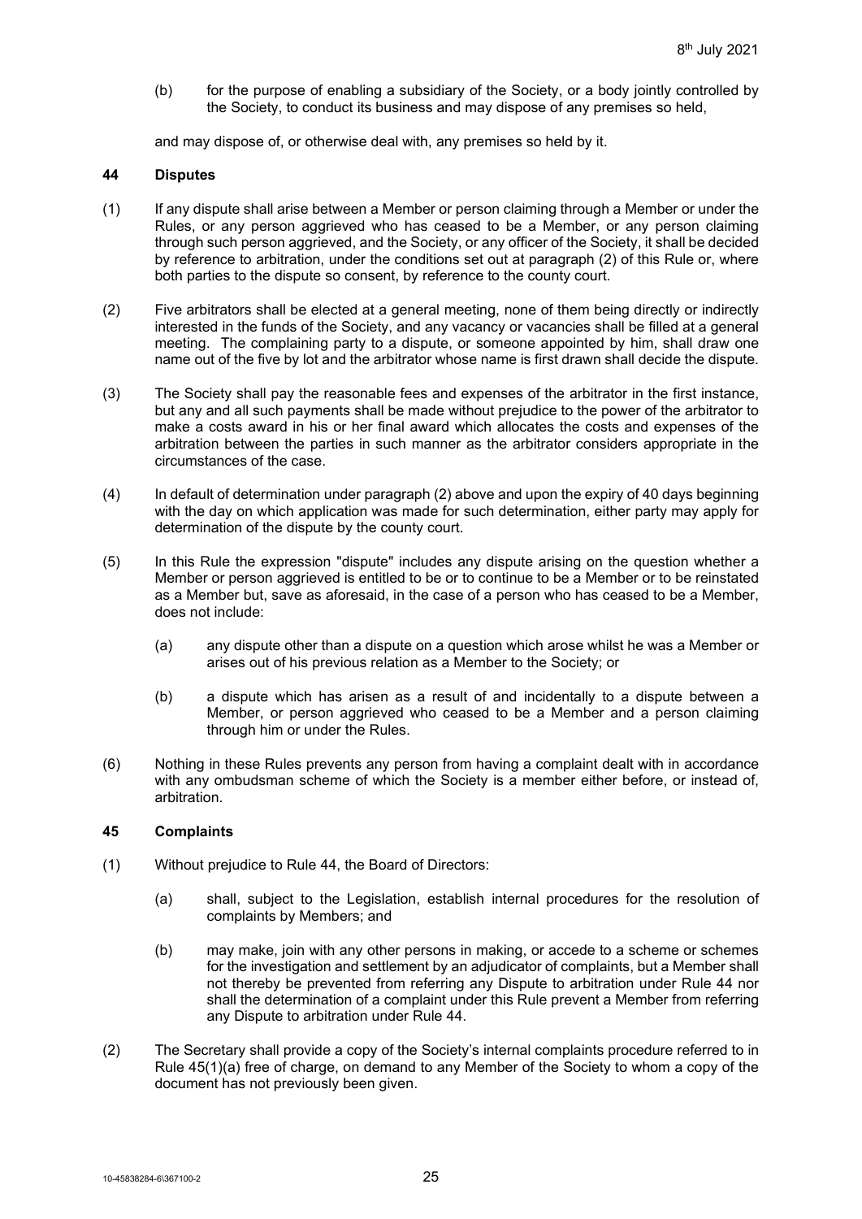(b) for the purpose of enabling a subsidiary of the Society, or a body jointly controlled by the Society, to conduct its business and may dispose of any premises so held,

and may dispose of, or otherwise deal with, any premises so held by it.

### 44 Disputes

(1) If any dispute shall arise between a Member or person claiming through a Member or under the Rules, or any person aggrieved who has ceased to be a Member, or any person claiming through such person aggrieved, and the Society, or any officer of the Society, it shall be decided by reference to arbitration, under the conditions set out at paragraph (2) of this Rule or, where both parties to the dispute so consent, by reference to the county court.

(2) Five arbitrators shall be elected at a general meeting, none of them being directly or indirectly interested in the funds of the Society, and any vacancy or vacancies shall be filled at a general meeting. The complaining party to a dispute, or someone appointed by him, shall draw one name out of the five by lot and the arbitrator whose name is first drawn shall decide the dispute.

(3) The Society shall pay the reasonable fees and expenses of the arbitrator in the first instance, but any and all such payments shall be made without prejudice to the power of the arbitrator to make a costs award in his or her final award which allocates the costs and expenses of the arbitration between the parties in such manner as the arbitrator considers appropriate in the circumstances of the case.

(4) In default of determination under paragraph (2) above and upon the expiry of 40 days beginning with the day on which application was made for such determination, either party may apply for determination of the dispute by the county court.

(5) In this Rule the expression "dispute" includes any dispute arising on the question whether a Member or person aggrieved is entitled to be or to continue to be a Member or to be reinstated as a Member but, save as aforesaid, in the case of a person who has ceased to be a Member, does not include:

   (a) any dispute other than a dispute on a question which arose whilst he was a Member or arises out of his previous relation as a Member to the Society; or

   (b) a dispute which has arisen as a result of and incidentally to a dispute between a Member, or person aggrieved who ceased to be a Member and a person claiming through him or under the Rules.

(6) Nothing in these Rules prevents any person from having a complaint dealt with in accordance with any ombudsman scheme of which the Society is a member either before, or instead of, arbitration.

### 45 Complaints

(1) Without prejudice to Rule 44, the Board of Directors:

   (a) shall, subject to the Legislation, establish internal procedures for the resolution of complaints by Members; and

   (b) may make, join with any other persons in making, or accede to a scheme or schemes for the investigation and settlement by an adjudicator of complaints, but a Member shall not thereby be prevented from referring any Dispute to arbitration under Rule 44 nor shall the determination of a complaint under this Rule prevent a Member from referring any Dispute to arbitration under Rule 44.

(2) The Secretary shall provide a copy of the Society's internal complaints procedure referred to in Rule 45(1)(a) free of charge, on demand to any Member of the Society to whom a copy of the document has not previously been given.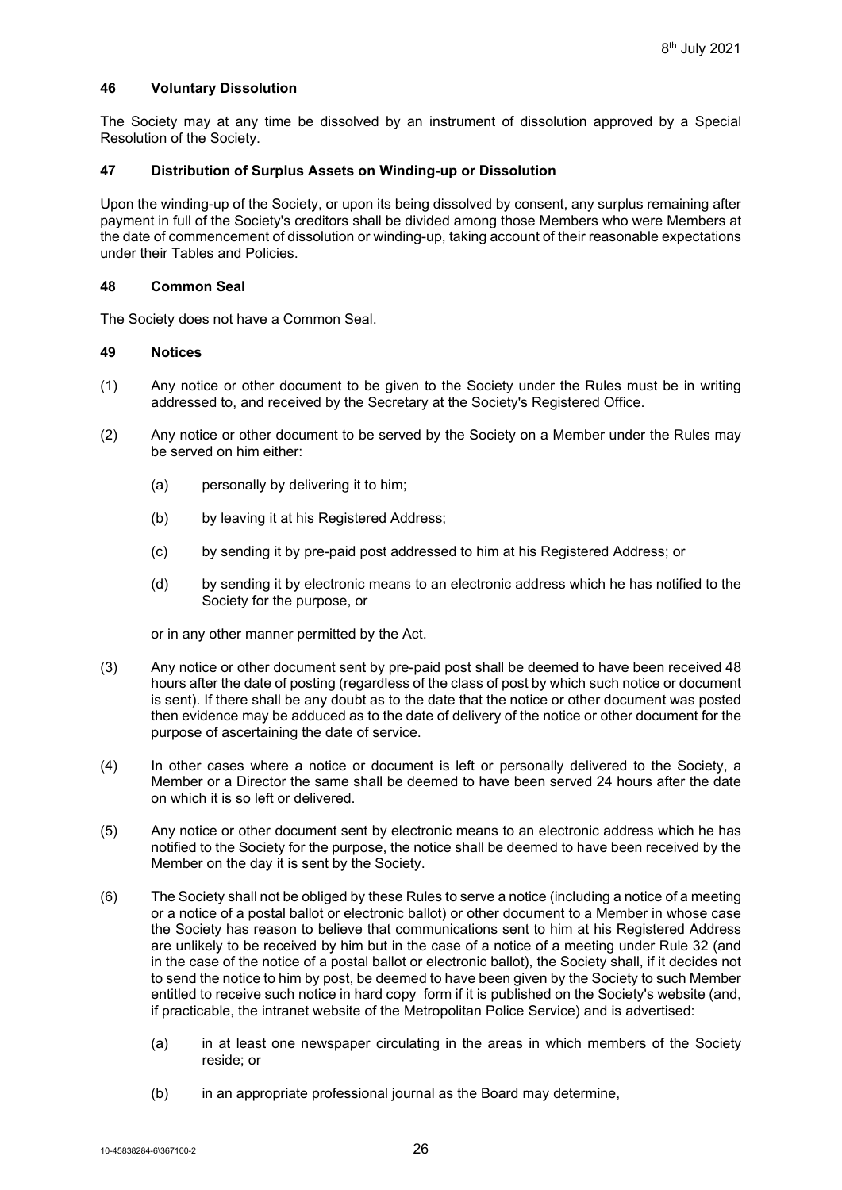### 46 Voluntary Dissolution

The Society may at any time be dissolved by an instrument of dissolution approved by a Special Resolution of the Society.

### 47 Distribution of Surplus Assets on Winding-up or Dissolution

Upon the winding-up of the Society, or upon its being dissolved by consent, any surplus remaining after payment in full of the Society's creditors shall be divided among those Members who were Members at the date of commencement of dissolution or winding-up, taking account of their reasonable expectations under their Tables and Policies.

### 48 Common Seal

The Society does not have a Common Seal.

### 49 Notices

(1) Any notice or other document to be given to the Society under the Rules must be in writing addressed to, and received by the Secretary at the Society's Registered Office.

(2) Any notice or other document to be served by the Society on a Member under the Rules may be served on him either:

   (a) personally by delivering it to him;

   (b) by leaving it at his Registered Address;

   (c) by sending it by pre-paid post addressed to him at his Registered Address; or

   (d) by sending it by electronic means to an electronic address which he has notified to the Society for the purpose, or

   or in any other manner permitted by the Act.

(3) Any notice or other document sent by pre-paid post shall be deemed to have been received 48 hours after the date of posting (regardless of the class of post by which such notice or document is sent). If there shall be any doubt as to the date that the notice or other document was posted then evidence may be adduced as to the date of delivery of the notice or other document for the purpose of ascertaining the date of service.

(4) In other cases where a notice or document is left or personally delivered to the Society, a Member or a Director the same shall be deemed to have been served 24 hours after the date on which it is so left or delivered.

(5) Any notice or other document sent by electronic means to an electronic address which he has notified to the Society for the purpose, the notice shall be deemed to have been received by the Member on the day it is sent by the Society.

(6) The Society shall not be obliged by these Rules to serve a notice (including a notice of a meeting or a notice of a postal ballot or electronic ballot) or other document to a Member in whose case the Society has reason to believe that communications sent to him at his Registered Address are unlikely to be received by him but in the case of a notice of a meeting under Rule 32 (and in the case of the notice of a postal ballot or electronic ballot), the Society shall, if it decides not to send the notice to him by post, be deemed to have been given by the Society to such Member entitled to receive such notice in hard copy form if it is published on the Society's website (and, if practicable, the intranet website of the Metropolitan Police Service) and is advertised:

   (a) in at least one newspaper circulating in the areas in which members of the Society reside; or

   (b) in an appropriate professional journal as the Board may determine,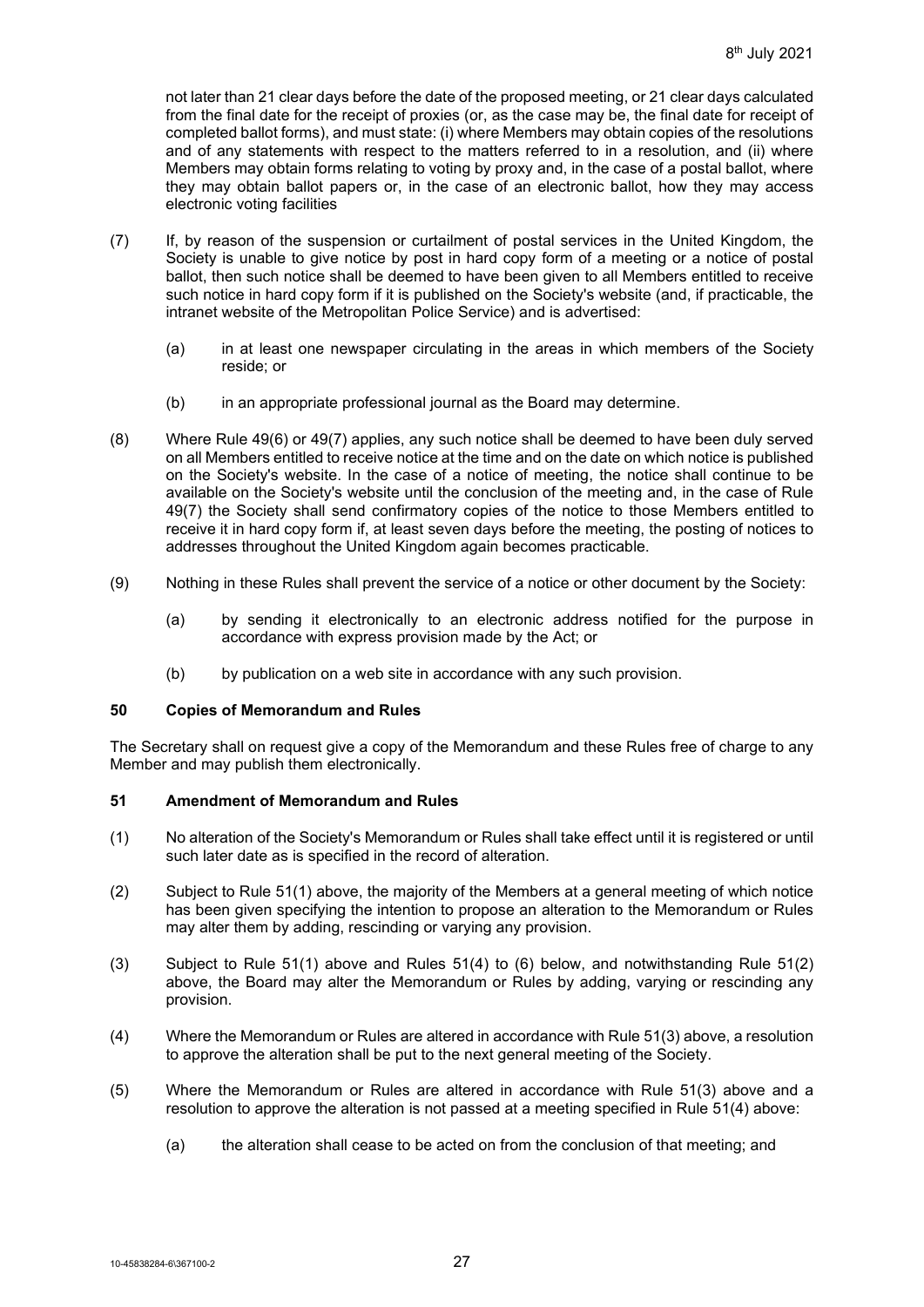not later than 21 clear days before the date of the proposed meeting, or 21 clear days calculated from the final date for the receipt of proxies (or, as the case may be, the final date for receipt of completed ballot forms), and must state: (i) where Members may obtain copies of the resolutions and of any statements with respect to the matters referred to in a resolution, and (ii) where Members may obtain forms relating to voting by proxy and, in the case of a postal ballot, where they may obtain ballot papers or, in the case of an electronic ballot, how they may access electronic voting facilities

(7) If, by reason of the suspension or curtailment of postal services in the United Kingdom, the Society is unable to give notice by post in hard copy form of a meeting or a notice of postal ballot, then such notice shall be deemed to have been given to all Members entitled to receive such notice in hard copy form if it is published on the Society's website (and, if practicable, the intranet website of the Metropolitan Police Service) and is advertised:

(a) in at least one newspaper circulating in the areas in which members of the Society reside; or

(b) in an appropriate professional journal as the Board may determine.

(8) Where Rule 49(6) or 49(7) applies, any such notice shall be deemed to have been duly served on all Members entitled to receive notice at the time and on the date on which notice is published on the Society's website. In the case of a notice of meeting, the notice shall continue to be available on the Society's website until the conclusion of the meeting and, in the case of Rule 49(7) the Society shall send confirmatory copies of the notice to those Members entitled to receive it in hard copy form if, at least seven days before the meeting, the posting of notices to addresses throughout the United Kingdom again becomes practicable.

(9) Nothing in these Rules shall prevent the service of a notice or other document by the Society:

(a) by sending it electronically to an electronic address notified for the purpose in accordance with express provision made by the Act; or

(b) by publication on a web site in accordance with any such provision.

### 50 Copies of Memorandum and Rules

The Secretary shall on request give a copy of the Memorandum and these Rules free of charge to any Member and may publish them electronically.

### 51 Amendment of Memorandum and Rules

(1) No alteration of the Society's Memorandum or Rules shall take effect until it is registered or until such later date as is specified in the record of alteration.

(2) Subject to Rule 51(1) above, the majority of the Members at a general meeting of which notice has been given specifying the intention to propose an alteration to the Memorandum or Rules may alter them by adding, rescinding or varying any provision.

(3) Subject to Rule 51(1) above and Rules 51(4) to (6) below, and notwithstanding Rule 51(2) above, the Board may alter the Memorandum or Rules by adding, varying or rescinding any provision.

(4) Where the Memorandum or Rules are altered in accordance with Rule 51(3) above, a resolution to approve the alteration shall be put to the next general meeting of the Society.

(5) Where the Memorandum or Rules are altered in accordance with Rule 51(3) above and a resolution to approve the alteration is not passed at a meeting specified in Rule 51(4) above:

(a) the alteration shall cease to be acted on from the conclusion of that meeting; and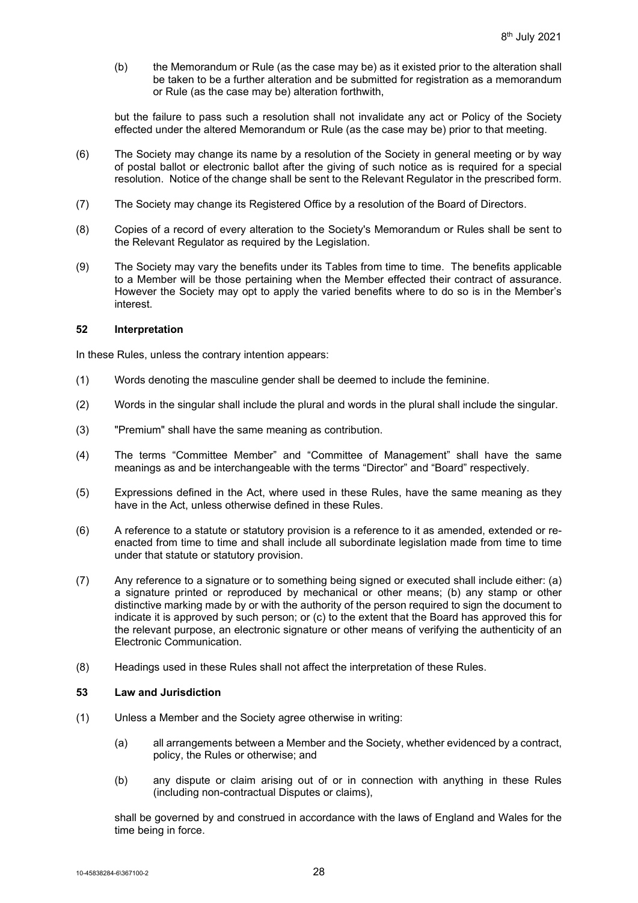(b) the Memorandum or Rule (as the case may be) as it existed prior to the alteration shall be taken to be a further alteration and be submitted for registration as a memorandum or Rule (as the case may be) alteration forthwith,

but the failure to pass such a resolution shall not invalidate any act or Policy of the Society effected under the altered Memorandum or Rule (as the case may be) prior to that meeting.

(6) The Society may change its name by a resolution of the Society in general meeting or by way of postal ballot or electronic ballot after the giving of such notice as is required for a special resolution. Notice of the change shall be sent to the Relevant Regulator in the prescribed form.

(7) The Society may change its Registered Office by a resolution of the Board of Directors.

(8) Copies of a record of every alteration to the Society's Memorandum or Rules shall be sent to the Relevant Regulator as required by the Legislation.

(9) The Society may vary the benefits under its Tables from time to time. The benefits applicable to a Member will be those pertaining when the Member effected their contract of assurance. However the Society may opt to apply the varied benefits where to do so is in the Member's interest.

### 52 Interpretation

In these Rules, unless the contrary intention appears:

(1) Words denoting the masculine gender shall be deemed to include the feminine.

(2) Words in the singular shall include the plural and words in the plural shall include the singular.

(3) "Premium" shall have the same meaning as contribution.

(4) The terms "Committee Member" and "Committee of Management" shall have the same meanings as and be interchangeable with the terms "Director" and "Board" respectively.

(5) Expressions defined in the Act, where used in these Rules, have the same meaning as they have in the Act, unless otherwise defined in these Rules.

(6) A reference to a statute or statutory provision is a reference to it as amended, extended or re-enacted from time to time and shall include all subordinate legislation made from time to time under that statute or statutory provision.

(7) Any reference to a signature or to something being signed or executed shall include either: (a) a signature printed or reproduced by mechanical or other means; (b) any stamp or other distinctive marking made by or with the authority of the person required to sign the document to indicate it is approved by such person; or (c) to the extent that the Board has approved this for the relevant purpose, an electronic signature or other means of verifying the authenticity of an Electronic Communication.

(8) Headings used in these Rules shall not affect the interpretation of these Rules.

### 53 Law and Jurisdiction

(1) Unless a Member and the Society agree otherwise in writing:

(a) all arrangements between a Member and the Society, whether evidenced by a contract, policy, the Rules or otherwise; and

(b) any dispute or claim arising out of or in connection with anything in these Rules (including non-contractual Disputes or claims),

shall be governed by and construed in accordance with the laws of England and Wales for the time being in force.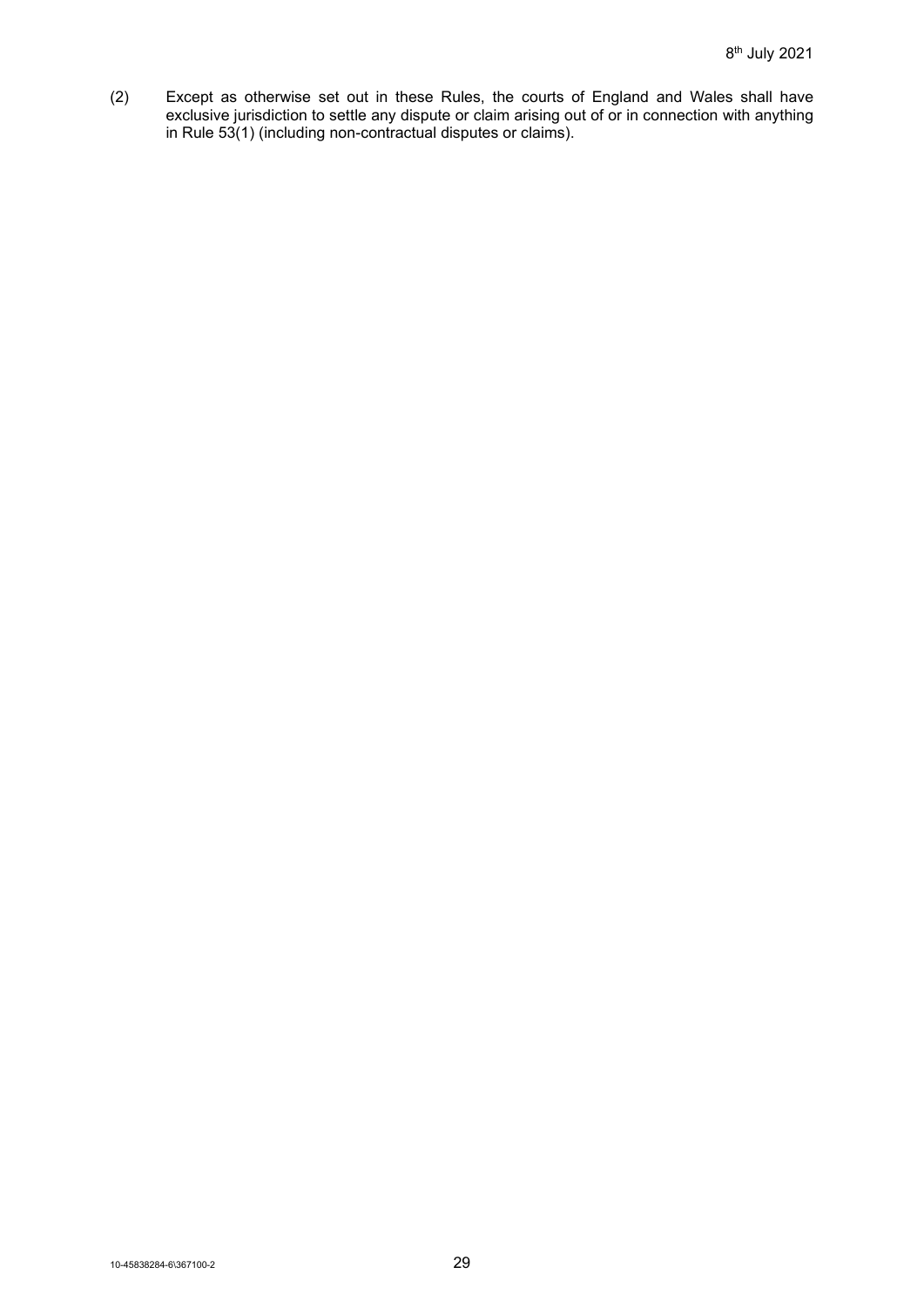(2) Except as otherwise set out in these Rules, the courts of England and Wales shall have exclusive jurisdiction to settle any dispute or claim arising out of or in connection with anything in Rule 53(1) (including non-contractual disputes or claims).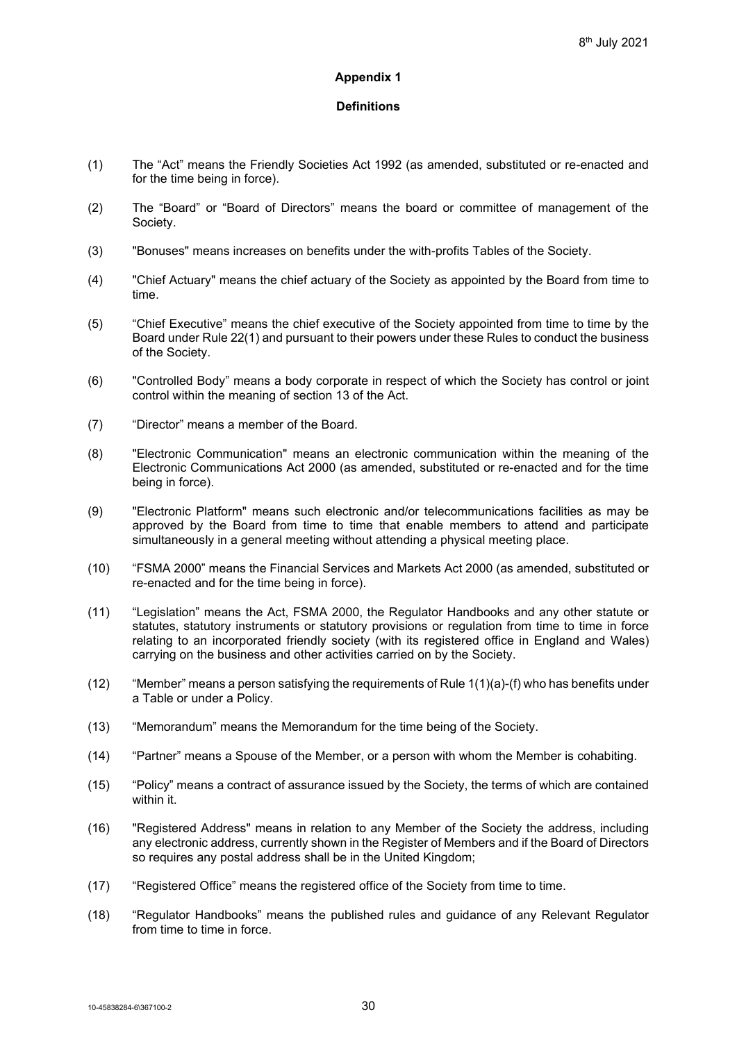8th July 2021

## Appendix 1

### Definitions

(1) The "Act" means the Friendly Societies Act 1992 (as amended, substituted or re-enacted and for the time being in force).

(2) The "Board" or "Board of Directors" means the board or committee of management of the Society.

(3) "Bonuses" means increases on benefits under the with-profits Tables of the Society.

(4) "Chief Actuary" means the chief actuary of the Society as appointed by the Board from time to time.

(5) "Chief Executive" means the chief executive of the Society appointed from time to time by the Board under Rule 22(1) and pursuant to their powers under these Rules to conduct the business of the Society.

(6) "Controlled Body" means a body corporate in respect of which the Society has control or joint control within the meaning of section 13 of the Act.

(7) "Director" means a member of the Board.

(8) "Electronic Communication" means an electronic communication within the meaning of the Electronic Communications Act 2000 (as amended, substituted or re-enacted and for the time being in force).

(9) "Electronic Platform" means such electronic and/or telecommunications facilities as may be approved by the Board from time to time that enable members to attend and participate simultaneously in a general meeting without attending a physical meeting place.

(10) "FSMA 2000" means the Financial Services and Markets Act 2000 (as amended, substituted or re-enacted and for the time being in force).

(11) "Legislation" means the Act, FSMA 2000, the Regulator Handbooks and any other statute or statutes, statutory instruments or statutory provisions or regulation from time to time in force relating to an incorporated friendly society (with its registered office in England and Wales) carrying on the business and other activities carried on by the Society.

(12) "Member" means a person satisfying the requirements of Rule 1(1)(a)-(f) who has benefits under a Table or under a Policy.

(13) "Memorandum" means the Memorandum for the time being of the Society.

(14) "Partner" means a Spouse of the Member, or a person with whom the Member is cohabiting.

(15) "Policy" means a contract of assurance issued by the Society, the terms of which are contained within it.

(16) "Registered Address" means in relation to any Member of the Society the address, including any electronic address, currently shown in the Register of Members and if the Board of Directors so requires any postal address shall be in the United Kingdom;

(17) "Registered Office" means the registered office of the Society from time to time.

(18) "Regulator Handbooks" means the published rules and guidance of any Relevant Regulator from time to time in force.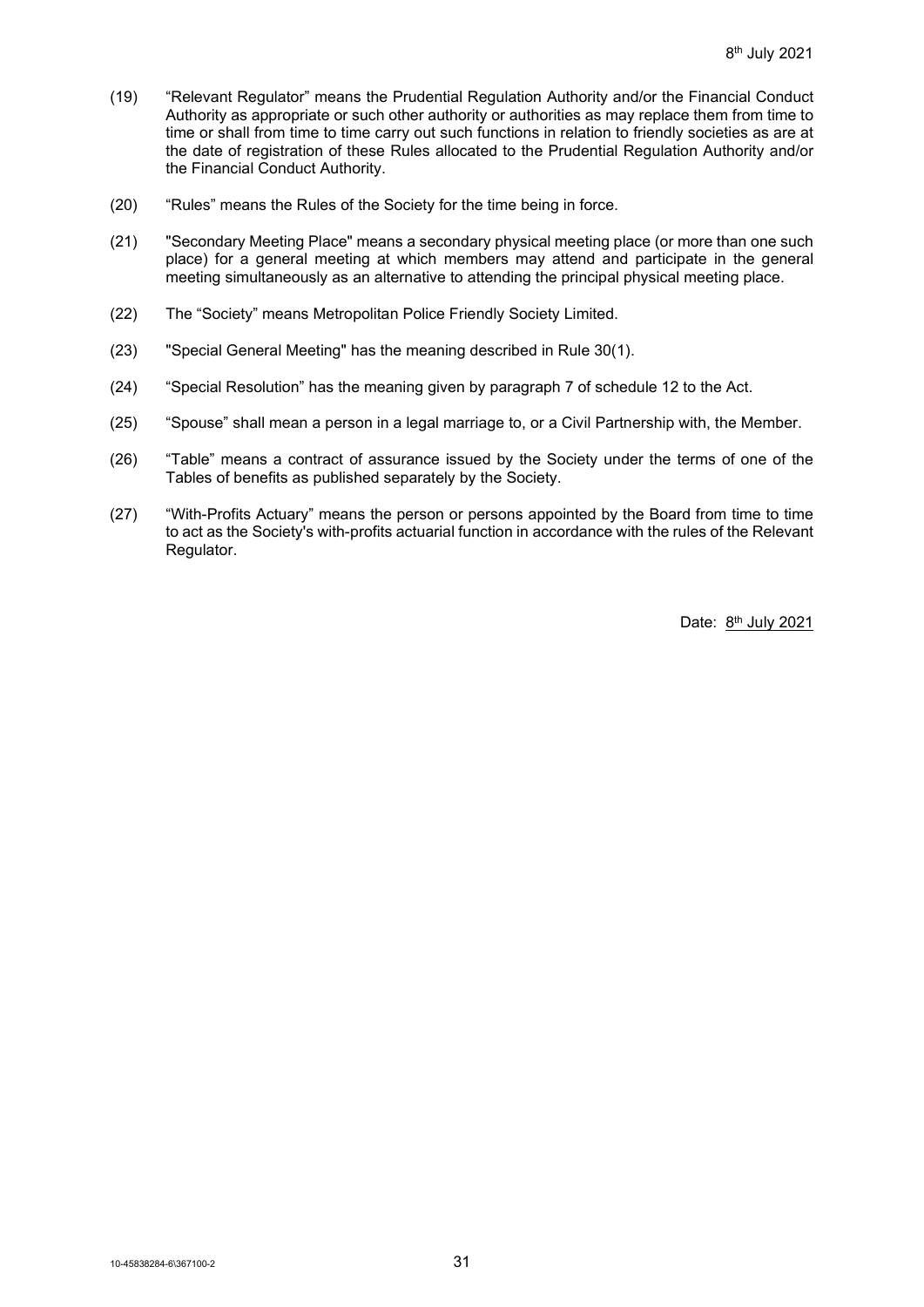(19) "Relevant Regulator" means the Prudential Regulation Authority and/or the Financial Conduct Authority as appropriate or such other authority or authorities as may replace them from time to time or shall from time to time carry out such functions in relation to friendly societies as are at the date of registration of these Rules allocated to the Prudential Regulation Authority and/or the Financial Conduct Authority.

(20) "Rules" means the Rules of the Society for the time being in force.

(21) "Secondary Meeting Place" means a secondary physical meeting place (or more than one such place) for a general meeting at which members may attend and participate in the general meeting simultaneously as an alternative to attending the principal physical meeting place.

(22) The "Society" means Metropolitan Police Friendly Society Limited.

(23) "Special General Meeting" has the meaning described in Rule 30(1).

(24) "Special Resolution" has the meaning given by paragraph 7 of schedule 12 to the Act.

(25) "Spouse" shall mean a person in a legal marriage to, or a Civil Partnership with, the Member.

(26) "Table" means a contract of assurance issued by the Society under the terms of one of the Tables of benefits as published separately by the Society.

(27) "With-Profits Actuary" means the person or persons appointed by the Board from time to time to act as the Society's with-profits actuarial function in accordance with the rules of the Relevant Regulator.

Date: 8th July 2021